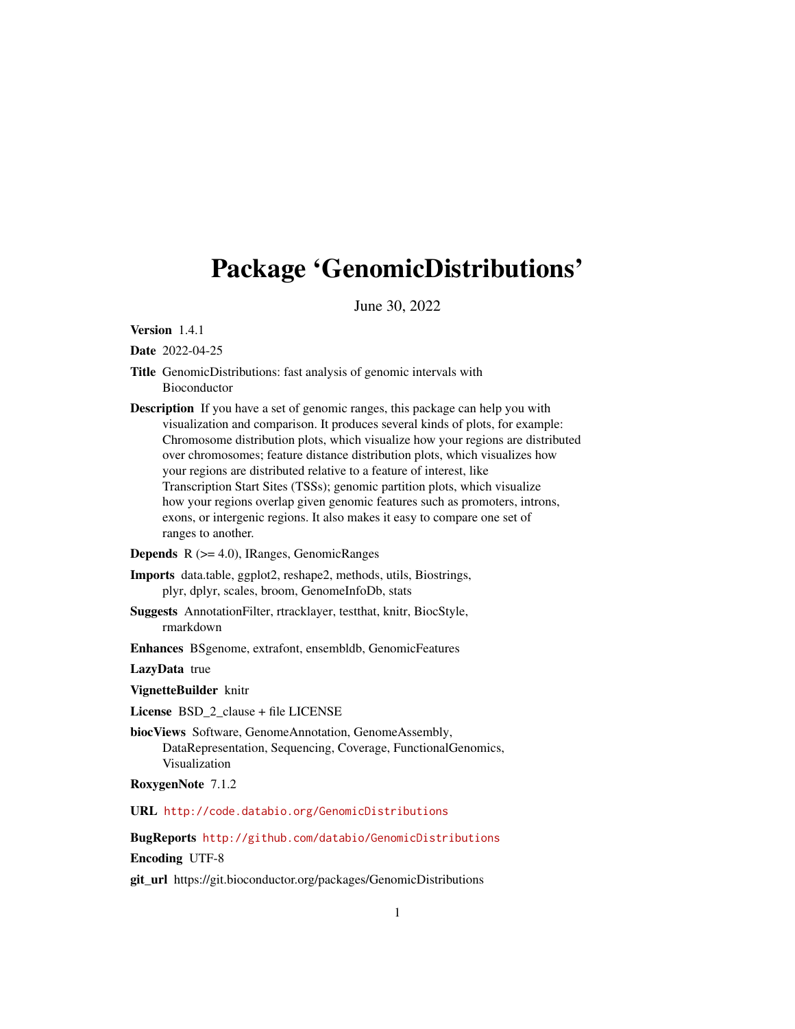# Package 'GenomicDistributions'

June 30, 2022

**Version** 1.4.1

**Date** 2022-04-25

**Title** GenomicDistributions: fast analysis of genomic intervals with Bioconductor

**Description** If you have a set of genomic ranges, this package can help you with visualization and comparison. It produces several kinds of plots, for example: Chromosome distribution plots, which visualize how your regions are distributed over chromosomes; feature distance distribution plots, which visualizes how your regions are distributed relative to a feature of interest, like Transcription Start Sites (TSSs); genomic partition plots, which visualize how your regions overlap given genomic features such as promoters, introns, exons, or intergenic regions. It also makes it easy to compare one set of ranges to another.

**Depends** R (>= 4.0), IRanges, GenomicRanges

**Imports** data.table, ggplot2, reshape2, methods, utils, Biostrings, plyr, dplyr, scales, broom, GenomeInfoDb, stats

**Suggests** AnnotationFilter, rtracklayer, testthat, knitr, BiocStyle, rmarkdown

**Enhances** BSgenome, extrafont, ensembldb, GenomicFeatures

**LazyData** true

**VignetteBuilder** knitr

**License** BSD_2_clause + file LICENSE

**biocViews** Software, GenomeAnnotation, GenomeAssembly, DataRepresentation, Sequencing, Coverage, FunctionalGenomics, Visualization

**RoxygenNote** 7.1.2

**URL** http://code.databio.org/GenomicDistributions

**BugReports** http://github.com/databio/GenomicDistributions

**Encoding** UTF-8

**git_url** https://git.bioconductor.org/packages/GenomicDistributions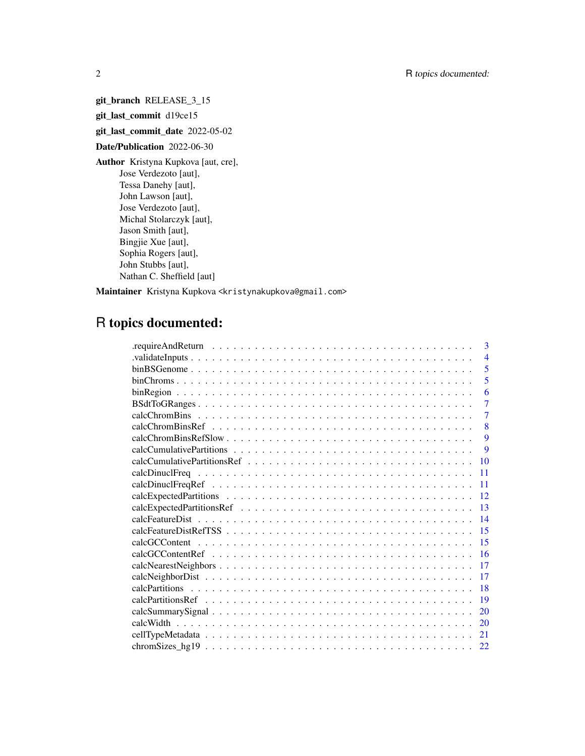**git_branch** RELEASE_3_15

**git_last_commit** d19ce15

**git_last_commit_date** 2022-05-02

**Date/Publication** 2022-06-30

**Author** Kristyna Kupkova [aut, cre],
Jose Verdezoto [aut],
Tessa Danehy [aut],
John Lawson [aut],
Jose Verdezoto [aut],
Michal Stolarczyk [aut],
Jason Smith [aut],
Bingjie Xue [aut],
Sophia Rogers [aut],
John Stubbs [aut],
Nathan C. Sheffield [aut]

**Maintainer** Kristyna Kupkova <kristynakupkova@gmail.com>

# R topics documented:

| | |
|---|---|
| .requireAndReturn | 3 |
| .validateInputs | 4 |
| binBSGenome | 5 |
| binChroms | 5 |
| binRegion | 6 |
| BSdtToGRanges | 7 |
| calcChromBins | 7 |
| calcChromBinsRef | 8 |
| calcChromBinsRefSlow | 9 |
| calcCumulativePartitions | 9 |
| calcCumulativePartitionsRef | 10 |
| calcDinuclFreq | 11 |
| calcDinuclFreqRef | 11 |
| calcExpectedPartitions | 12 |
| calcExpectedPartitionsRef | 13 |
| calcFeatureDist | 14 |
| calcFeatureDistRefTSS | 15 |
| calcGCContent | 15 |
| calcGCContentRef | 16 |
| calcNearestNeighbors | 17 |
| calcNeighborDist | 17 |
| calcPartitions | 18 |
| calcPartitionsRef | 19 |
| calcSummarySignal | 20 |
| calcWidth | 20 |
| cellTypeMetadata | 21 |
| chromSizes_hg19 | 22 |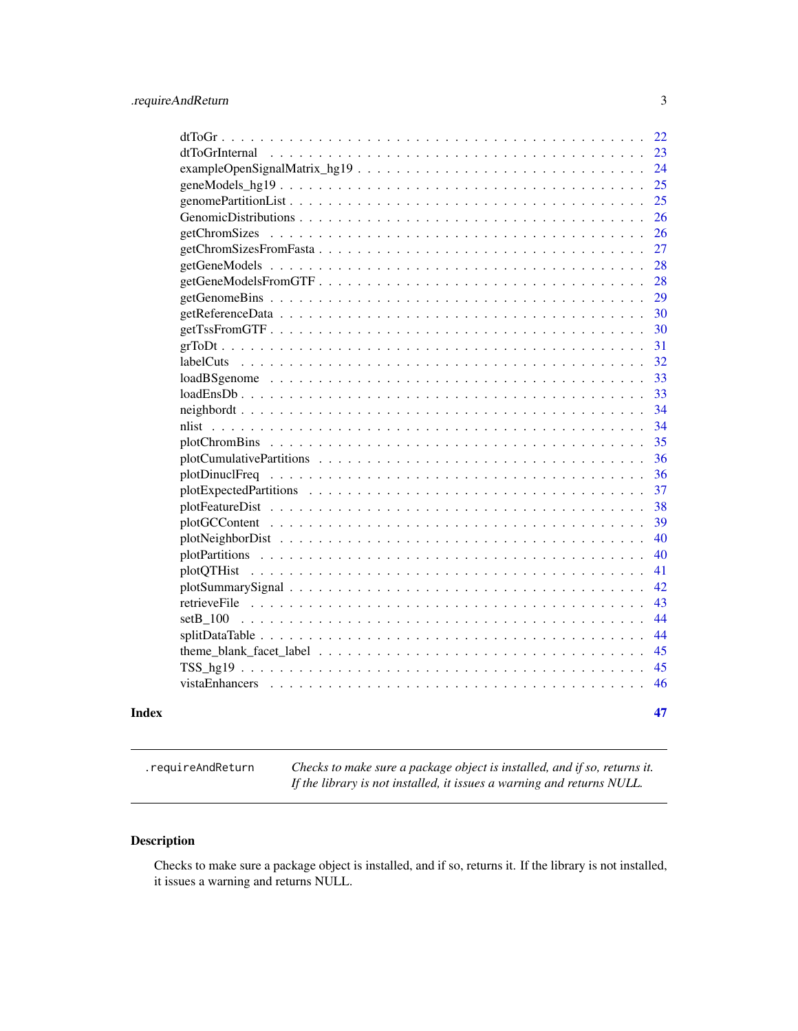dtToGr . . . . . . . . . . . . . . . . . . . . . . . . . . . . . . . . . . . . . . . . . . . . 22
dtToGrInternal . . . . . . . . . . . . . . . . . . . . . . . . . . . . . . . . . . . . . . . . 23
exampleOpenSignalMatrix_hg19 . . . . . . . . . . . . . . . . . . . . . . . . . . . . . . . 24
geneModels_hg19 . . . . . . . . . . . . . . . . . . . . . . . . . . . . . . . . . . . . . . . 25
genomePartitionList . . . . . . . . . . . . . . . . . . . . . . . . . . . . . . . . . . . . . 25
GenomicDistributions . . . . . . . . . . . . . . . . . . . . . . . . . . . . . . . . . . . . . 26
getChromSizes . . . . . . . . . . . . . . . . . . . . . . . . . . . . . . . . . . . . . . . . 26
getChromSizesFromFasta . . . . . . . . . . . . . . . . . . . . . . . . . . . . . . . . . . . 27
getGeneModels . . . . . . . . . . . . . . . . . . . . . . . . . . . . . . . . . . . . . . . . 28
getGeneModelsFromGTF . . . . . . . . . . . . . . . . . . . . . . . . . . . . . . . . . . . . 28
getGenomeBins . . . . . . . . . . . . . . . . . . . . . . . . . . . . . . . . . . . . . . . . 29
getReferenceData . . . . . . . . . . . . . . . . . . . . . . . . . . . . . . . . . . . . . . . 30
getTssFromGTF . . . . . . . . . . . . . . . . . . . . . . . . . . . . . . . . . . . . . . . . 30
grToDt . . . . . . . . . . . . . . . . . . . . . . . . . . . . . . . . . . . . . . . . . . . . 31
labelCuts . . . . . . . . . . . . . . . . . . . . . . . . . . . . . . . . . . . . . . . . . . 32
loadBSgenome . . . . . . . . . . . . . . . . . . . . . . . . . . . . . . . . . . . . . . . . 33
loadEnsDb . . . . . . . . . . . . . . . . . . . . . . . . . . . . . . . . . . . . . . . . . . 33
neighbordt . . . . . . . . . . . . . . . . . . . . . . . . . . . . . . . . . . . . . . . . . . 34
nlist . . . . . . . . . . . . . . . . . . . . . . . . . . . . . . . . . . . . . . . . . . . . . 34
plotChromBins . . . . . . . . . . . . . . . . . . . . . . . . . . . . . . . . . . . . . . . . 35
plotCumulativePartitions . . . . . . . . . . . . . . . . . . . . . . . . . . . . . . . . . . 36
plotDinuclFreq . . . . . . . . . . . . . . . . . . . . . . . . . . . . . . . . . . . . . . . . 36
plotExpectedPartitions . . . . . . . . . . . . . . . . . . . . . . . . . . . . . . . . . . . 37
plotFeatureDist . . . . . . . . . . . . . . . . . . . . . . . . . . . . . . . . . . . . . . . 38
plotGCContent . . . . . . . . . . . . . . . . . . . . . . . . . . . . . . . . . . . . . . . . 39
plotNeighborDist . . . . . . . . . . . . . . . . . . . . . . . . . . . . . . . . . . . . . . . 40
plotPartitions . . . . . . . . . . . . . . . . . . . . . . . . . . . . . . . . . . . . . . . . 40
plotQTHist . . . . . . . . . . . . . . . . . . . . . . . . . . . . . . . . . . . . . . . . . . 41
plotSummarySignal . . . . . . . . . . . . . . . . . . . . . . . . . . . . . . . . . . . . . . 42
retrieveFile . . . . . . . . . . . . . . . . . . . . . . . . . . . . . . . . . . . . . . . . . 43
setB_100 . . . . . . . . . . . . . . . . . . . . . . . . . . . . . . . . . . . . . . . . . . . 44
splitDataTable . . . . . . . . . . . . . . . . . . . . . . . . . . . . . . . . . . . . . . . . 44
theme_blank_facet_label . . . . . . . . . . . . . . . . . . . . . . . . . . . . . . . . . . . 45
TSS_hg19 . . . . . . . . . . . . . . . . . . . . . . . . . . . . . . . . . . . . . . . . . . . 45
vistaEnhancers . . . . . . . . . . . . . . . . . . . . . . . . . . . . . . . . . . . . . . . . 46

**Index** **47**

---

`.requireAndReturn` *Checks to make sure a package object is installed, and if so, returns it. If the library is not installed, it issues a warning and returns NULL.*

---

## Description

Checks to make sure a package object is installed, and if so, returns it. If the library is not installed, it issues a warning and returns NULL.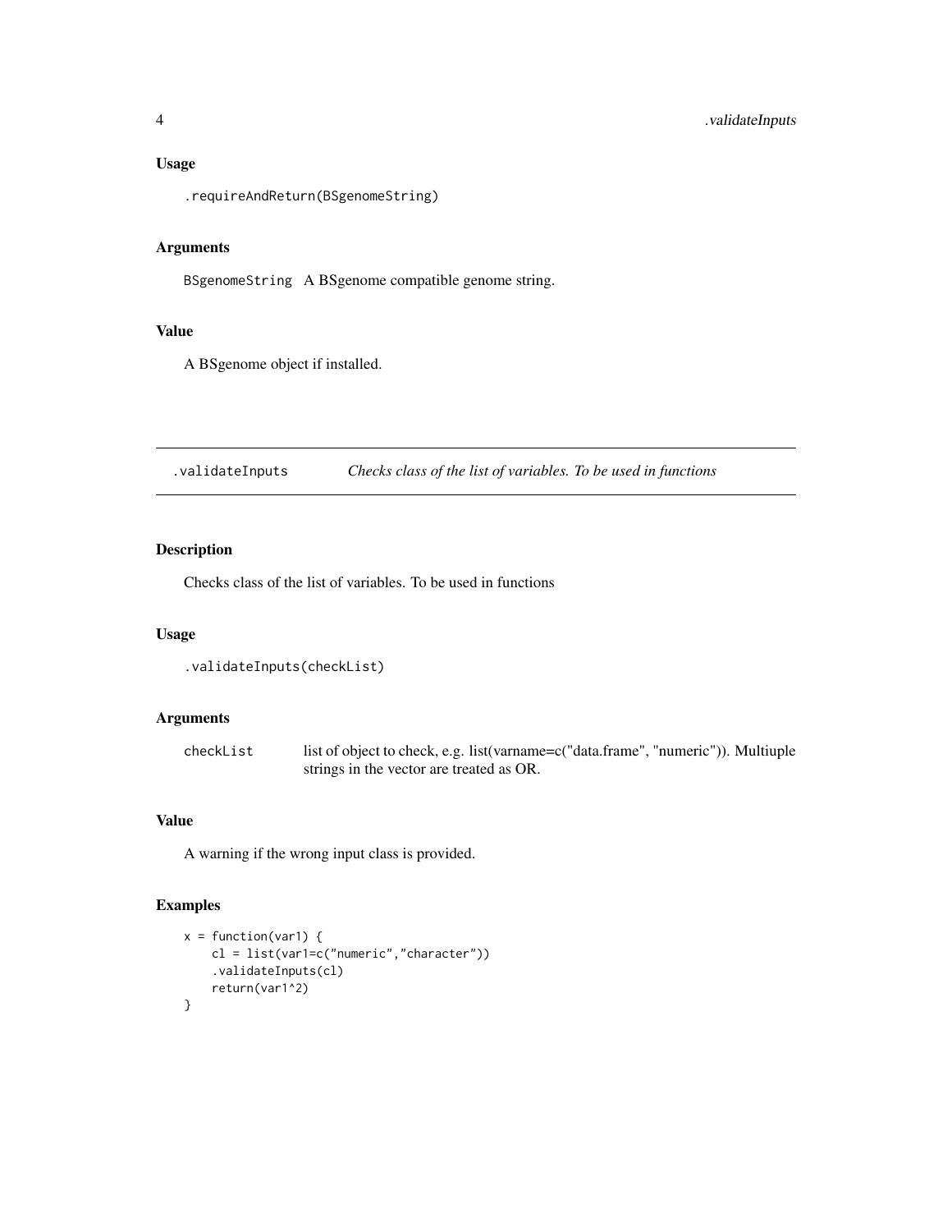## Usage

```
.requireAndReturn(BSgenomeString)
```

## Arguments

BSgenomeString A BSgenome compatible genome string.

## Value

A BSgenome object if installed.

---

# .validateInputs *Checks class of the list of variables. To be used in functions*

## Description

Checks class of the list of variables. To be used in functions

## Usage

```
.validateInputs(checkList)
```

## Arguments

checkList list of object to check, e.g. list(varname=c("data.frame", "numeric")). Multiuple strings in the vector are treated as OR.

## Value

A warning if the wrong input class is provided.

## Examples

```
x = function(var1) {
    cl = list(var1=c("numeric","character"))
    .validateInputs(cl)
    return(var1^2)
}
```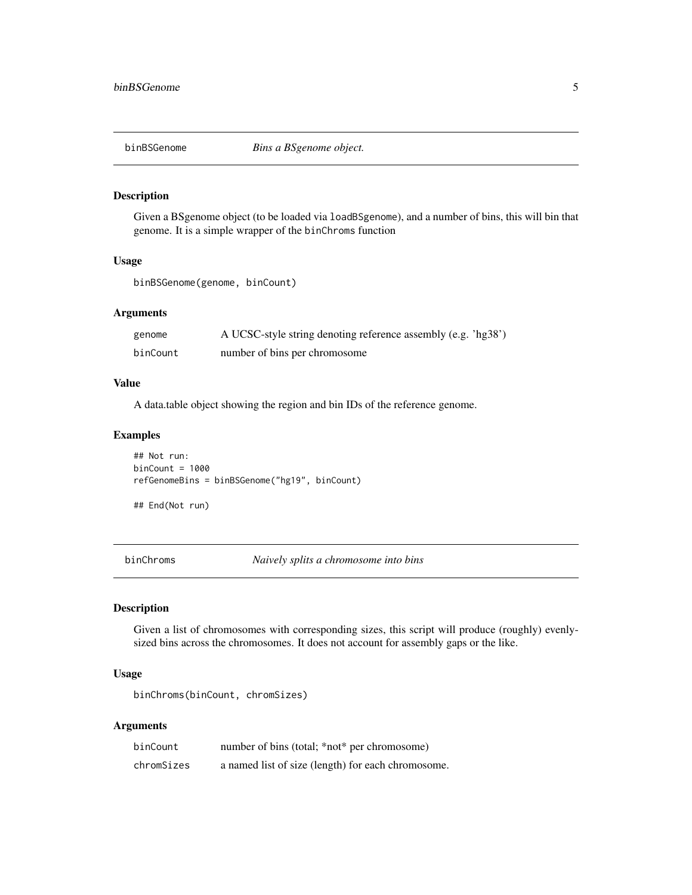## binBSGenome *Bins a BSgenome object.*

### Description

Given a BSgenome object (to be loaded via `loadBSgenome`), and a number of bins, this will bin that genome. It is a simple wrapper of the `binChroms` function

### Usage

```
binBSGenome(genome, binCount)
```

### Arguments

| | |
|---|---|
| `genome` | A UCSC-style string denoting reference assembly (e.g. 'hg38') |
| `binCount` | number of bins per chromosome |

### Value

A data.table object showing the region and bin IDs of the reference genome.

### Examples

```
## Not run:
binCount = 1000
refGenomeBins = binBSGenome("hg19", binCount)

## End(Not run)
```

## binChroms *Naively splits a chromosome into bins*

### Description

Given a list of chromosomes with corresponding sizes, this script will produce (roughly) evenly-sized bins across the chromosomes. It does not account for assembly gaps or the like.

### Usage

```
binChroms(binCount, chromSizes)
```

### Arguments

| | |
|---|---|
| `binCount` | number of bins (total; *not* per chromosome) |
| `chromSizes` | a named list of size (length) for each chromosome. |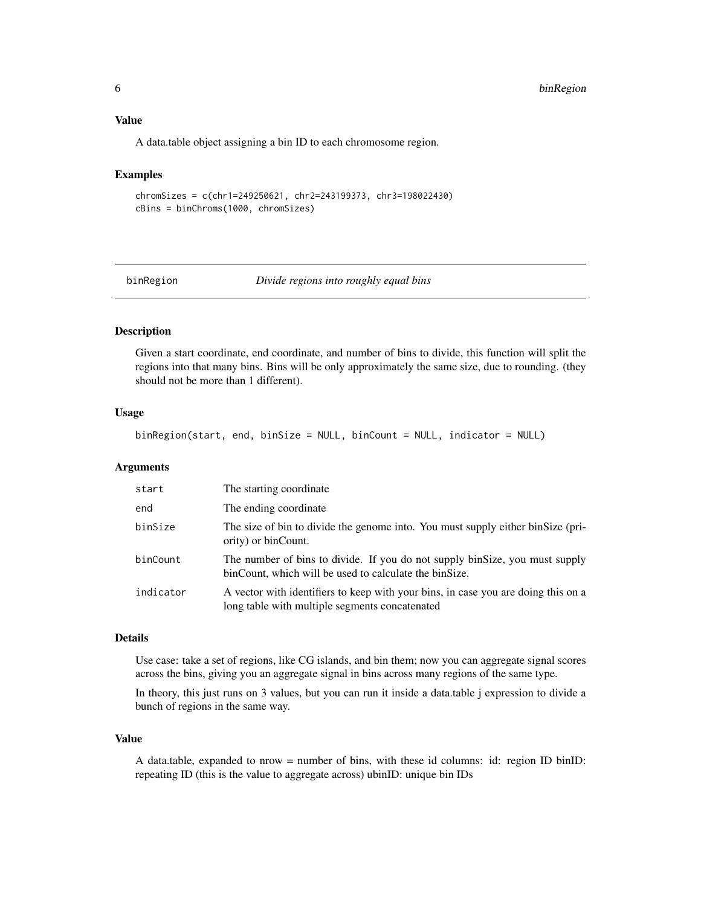### Value

A data.table object assigning a bin ID to each chromosome region.

### Examples

```
chromSizes = c(chr1=249250621, chr2=243199373, chr3=198022430)
cBins = binChroms(1000, chromSizes)
```

---

## binRegion *Divide regions into roughly equal bins*

---

### Description

Given a start coordinate, end coordinate, and number of bins to divide, this function will split the regions into that many bins. Bins will be only approximately the same size, due to rounding. (they should not be more than 1 different).

### Usage

```
binRegion(start, end, binSize = NULL, binCount = NULL, indicator = NULL)
```

### Arguments

| | |
|---|---|
| `start` | The starting coordinate |
| `end` | The ending coordinate |
| `binSize` | The size of bin to divide the genome into. You must supply either binSize (priority) or binCount. |
| `binCount` | The number of bins to divide. If you do not supply binSize, you must supply binCount, which will be used to calculate the binSize. |
| `indicator` | A vector with identifiers to keep with your bins, in case you are doing this on a long table with multiple segments concatenated |

### Details

Use case: take a set of regions, like CG islands, and bin them; now you can aggregate signal scores across the bins, giving you an aggregate signal in bins across many regions of the same type.

In theory, this just runs on 3 values, but you can run it inside a data.table j expression to divide a bunch of regions in the same way.

### Value

A data.table, expanded to nrow = number of bins, with these id columns: id: region ID binID: repeating ID (this is the value to aggregate across) ubinID: unique bin IDs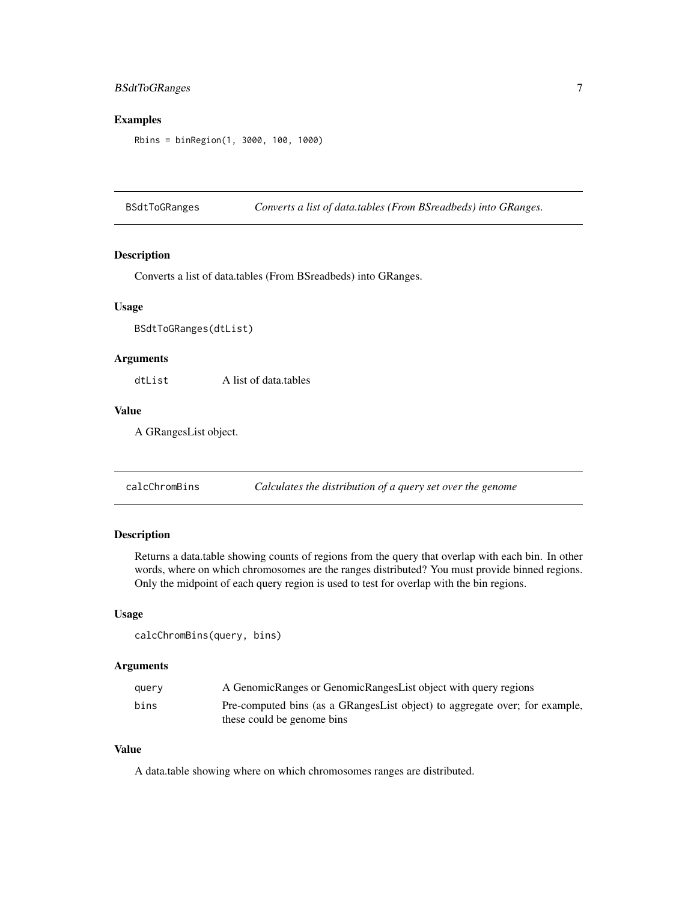## Examples

```
Rbins = binRegion(1, 3000, 100, 1000)
```

---

## BSdtToGRanges — *Converts a list of data.tables (From BSreadbeds) into GRanges.*

### Description

Converts a list of data.tables (From BSreadbeds) into GRanges.

### Usage

```
BSdtToGRanges(dtList)
```

### Arguments

| | |
|---|---|
| `dtList` | A list of data.tables |

### Value

A GRangesList object.

---

## calcChromBins — *Calculates the distribution of a query set over the genome*

### Description

Returns a data.table showing counts of regions from the query that overlap with each bin. In other words, where on which chromosomes are the ranges distributed? You must provide binned regions. Only the midpoint of each query region is used to test for overlap with the bin regions.

### Usage

```
calcChromBins(query, bins)
```

### Arguments

| | |
|---|---|
| `query` | A GenomicRanges or GenomicRangesList object with query regions |
| `bins` | Pre-computed bins (as a GRangesList object) to aggregate over; for example, these could be genome bins |

### Value

A data.table showing where on which chromosomes ranges are distributed.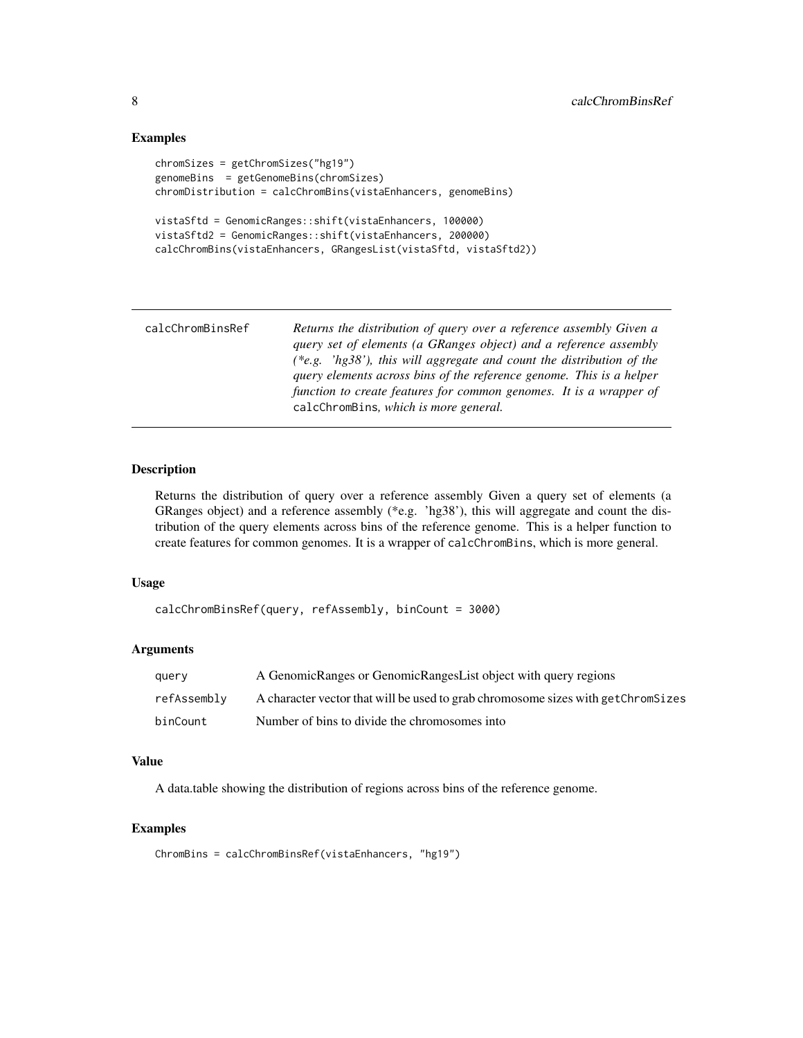### Examples

```
chromSizes = getChromSizes("hg19")
genomeBins  = getGenomeBins(chromSizes)
chromDistribution = calcChromBins(vistaEnhancers, genomeBins)

vistaSftd = GenomicRanges::shift(vistaEnhancers, 100000)
vistaSftd2 = GenomicRanges::shift(vistaEnhancers, 200000)
calcChromBins(vistaEnhancers, GRangesList(vistaSftd, vistaSftd2))
```

---

## calcChromBinsRef

*Returns the distribution of query over a reference assembly Given a query set of elements (a GRanges object) and a reference assembly (*e.g. 'hg38'), this will aggregate and count the distribution of the query elements across bins of the reference genome. This is a helper function to create features for common genomes. It is a wrapper of* `calcChromBins`*, which is more general.*

---

### Description

Returns the distribution of query over a reference assembly Given a query set of elements (a GRanges object) and a reference assembly (*e.g. 'hg38'), this will aggregate and count the distribution of the query elements across bins of the reference genome. This is a helper function to create features for common genomes. It is a wrapper of `calcChromBins`, which is more general.

### Usage

```
calcChromBinsRef(query, refAssembly, binCount = 3000)
```

### Arguments

| | |
|---|---|
| `query` | A GenomicRanges or GenomicRangesList object with query regions |
| `refAssembly` | A character vector that will be used to grab chromosome sizes with `getChromSizes` |
| `binCount` | Number of bins to divide the chromosomes into |

### Value

A data.table showing the distribution of regions across bins of the reference genome.

### Examples

```
ChromBins = calcChromBinsRef(vistaEnhancers, "hg19")
```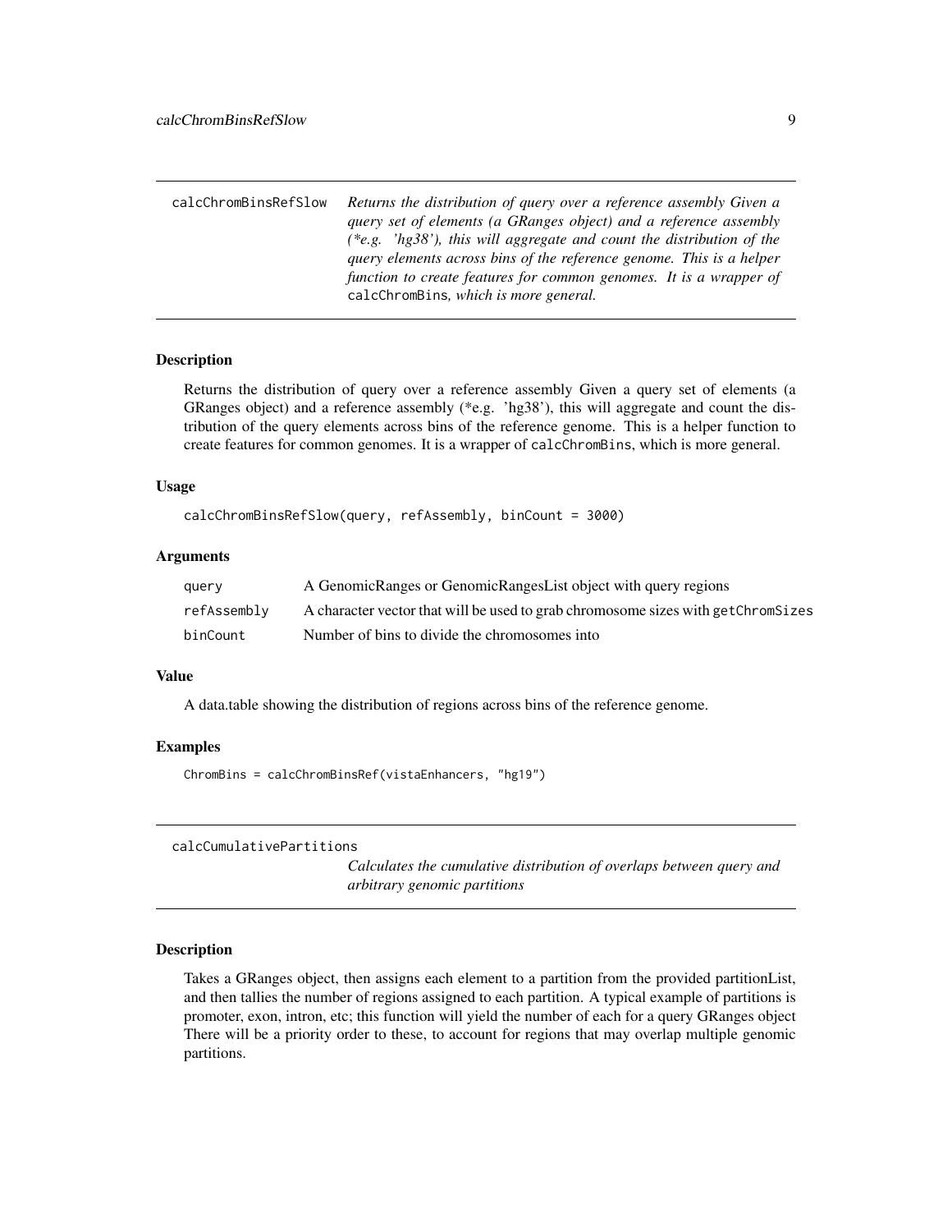## calcChromBinsRefSlow

*Returns the distribution of query over a reference assembly Given a query set of elements (a GRanges object) and a reference assembly (*e.g. 'hg38'), this will aggregate and count the distribution of the query elements across bins of the reference genome. This is a helper function to create features for common genomes. It is a wrapper of* `calcChromBins`*, which is more general.*

### Description

Returns the distribution of query over a reference assembly Given a query set of elements (a GRanges object) and a reference assembly (*e.g. 'hg38'), this will aggregate and count the distribution of the query elements across bins of the reference genome. This is a helper function to create features for common genomes. It is a wrapper of `calcChromBins`, which is more general.

### Usage

```
calcChromBinsRefSlow(query, refAssembly, binCount = 3000)
```

### Arguments

| | |
|---|---|
| `query` | A GenomicRanges or GenomicRangesList object with query regions |
| `refAssembly` | A character vector that will be used to grab chromosome sizes with `getChromSizes` |
| `binCount` | Number of bins to divide the chromosomes into |

### Value

A data.table showing the distribution of regions across bins of the reference genome.

### Examples

```
ChromBins = calcChromBinsRef(vistaEnhancers, "hg19")
```

## calcCumulativePartitions

*Calculates the cumulative distribution of overlaps between query and arbitrary genomic partitions*

### Description

Takes a GRanges object, then assigns each element to a partition from the provided partitionList, and then tallies the number of regions assigned to each partition. A typical example of partitions is promoter, exon, intron, etc; this function will yield the number of each for a query GRanges object There will be a priority order to these, to account for regions that may overlap multiple genomic partitions.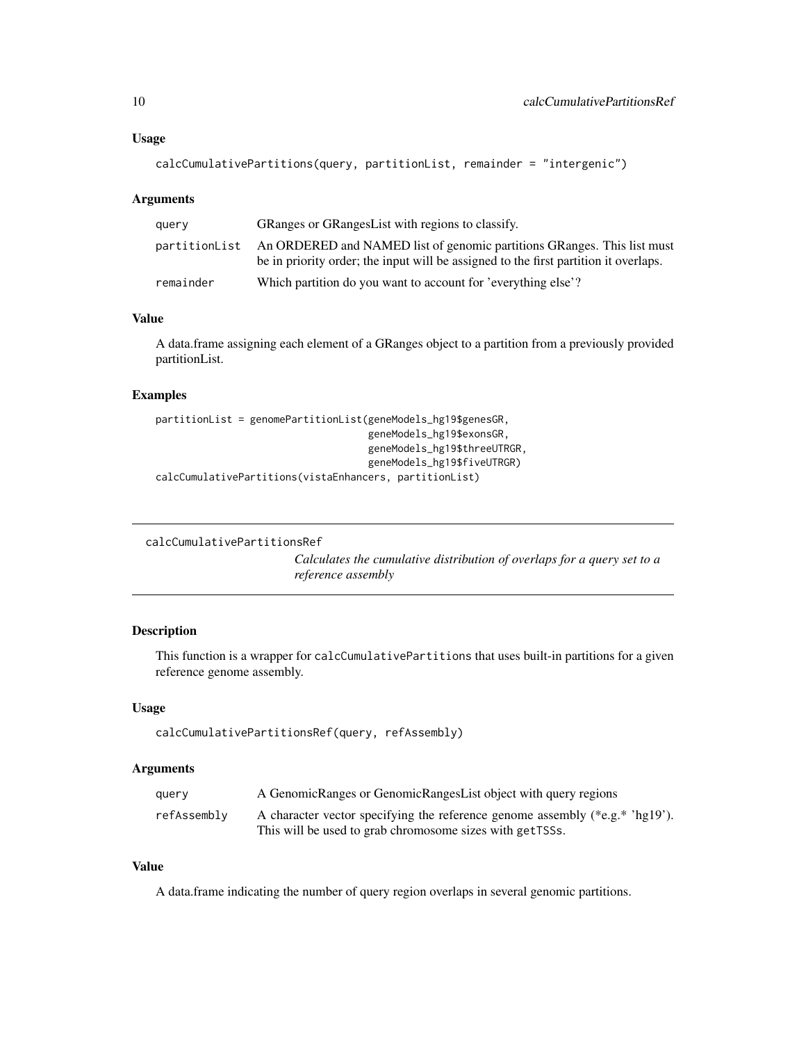### Usage

```
calcCumulativePartitions(query, partitionList, remainder = "intergenic")
```

### Arguments

| | |
|---|---|
| query | GRanges or GRangesList with regions to classify. |
| partitionList | An ORDERED and NAMED list of genomic partitions GRanges. This list must be in priority order; the input will be assigned to the first partition it overlaps. |
| remainder | Which partition do you want to account for 'everything else'? |

### Value

A data.frame assigning each element of a GRanges object to a partition from a previously provided partitionList.

### Examples

```
partitionList = genomePartitionList(geneModels_hg19$genesGR,
                                    geneModels_hg19$exonsGR,
                                    geneModels_hg19$threeUTRGR,
                                    geneModels_hg19$fiveUTRGR)
calcCumulativePartitions(vistaEnhancers, partitionList)
```

---

## calcCumulativePartitionsRef

*Calculates the cumulative distribution of overlaps for a query set to a reference assembly*

---

### Description

This function is a wrapper for `calcCumulativePartitions` that uses built-in partitions for a given reference genome assembly.

### Usage

```
calcCumulativePartitionsRef(query, refAssembly)
```

### Arguments

| | |
|---|---|
| query | A GenomicRanges or GenomicRangesList object with query regions |
| refAssembly | A character vector specifying the reference genome assembly (*e.g.* 'hg19'). This will be used to grab chromosome sizes with `getTSSs`. |

### Value

A data.frame indicating the number of query region overlaps in several genomic partitions.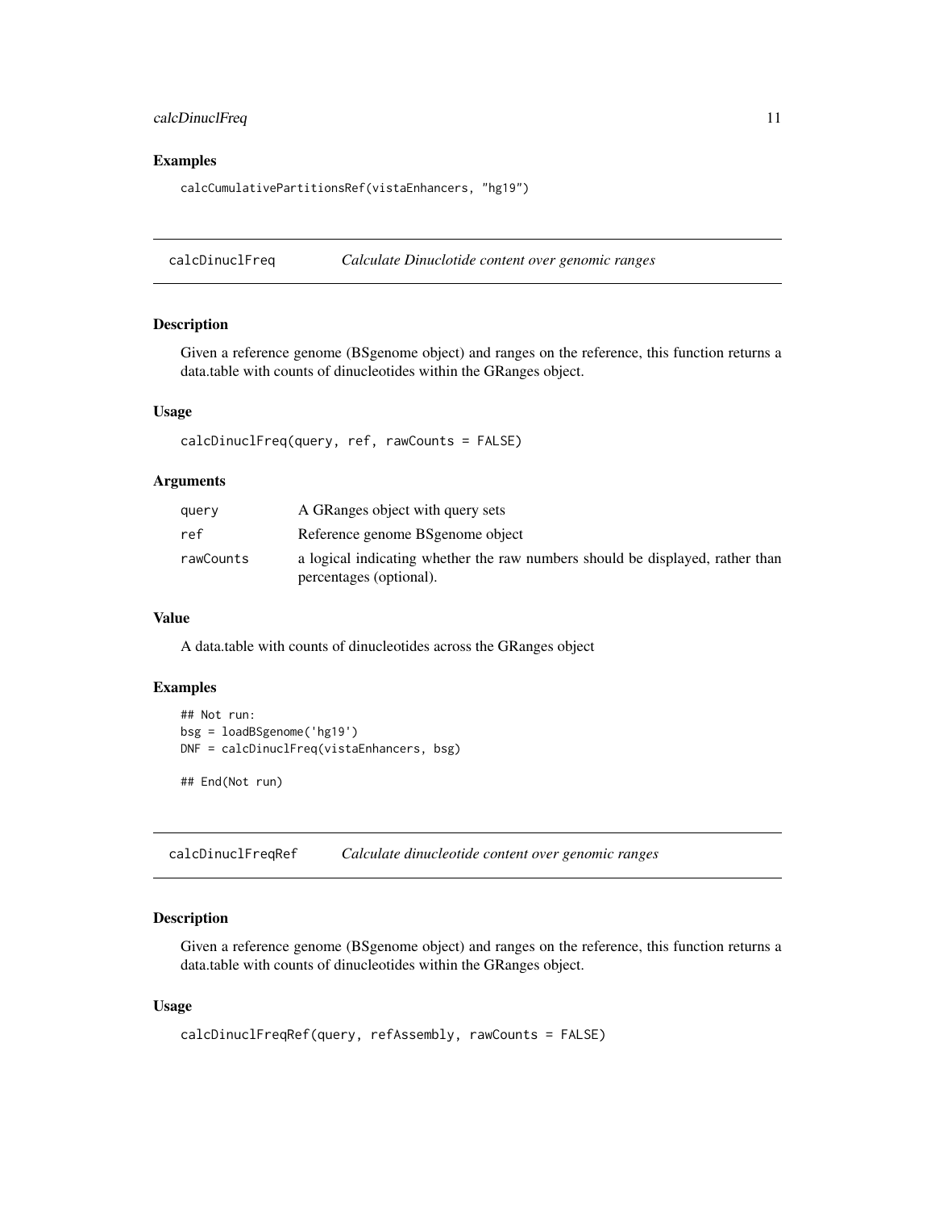### Examples

```
calcCumulativePartitionsRef(vistaEnhancers, "hg19")
```

---

## calcDinuclFreq — *Calculate Dinuclotide content over genomic ranges*

### Description

Given a reference genome (BSgenome object) and ranges on the reference, this function returns a data.table with counts of dinucleotides within the GRanges object.

### Usage

```
calcDinuclFreq(query, ref, rawCounts = FALSE)
```

### Arguments

| | |
|---|---|
| query | A GRanges object with query sets |
| ref | Reference genome BSgenome object |
| rawCounts | a logical indicating whether the raw numbers should be displayed, rather than percentages (optional). |

### Value

A data.table with counts of dinucleotides across the GRanges object

### Examples

```
## Not run:
bsg = loadBSgenome('hg19')
DNF = calcDinuclFreq(vistaEnhancers, bsg)

## End(Not run)
```

---

## calcDinuclFreqRef — *Calculate dinucleotide content over genomic ranges*

### Description

Given a reference genome (BSgenome object) and ranges on the reference, this function returns a data.table with counts of dinucleotides within the GRanges object.

### Usage

```
calcDinuclFreqRef(query, refAssembly, rawCounts = FALSE)
```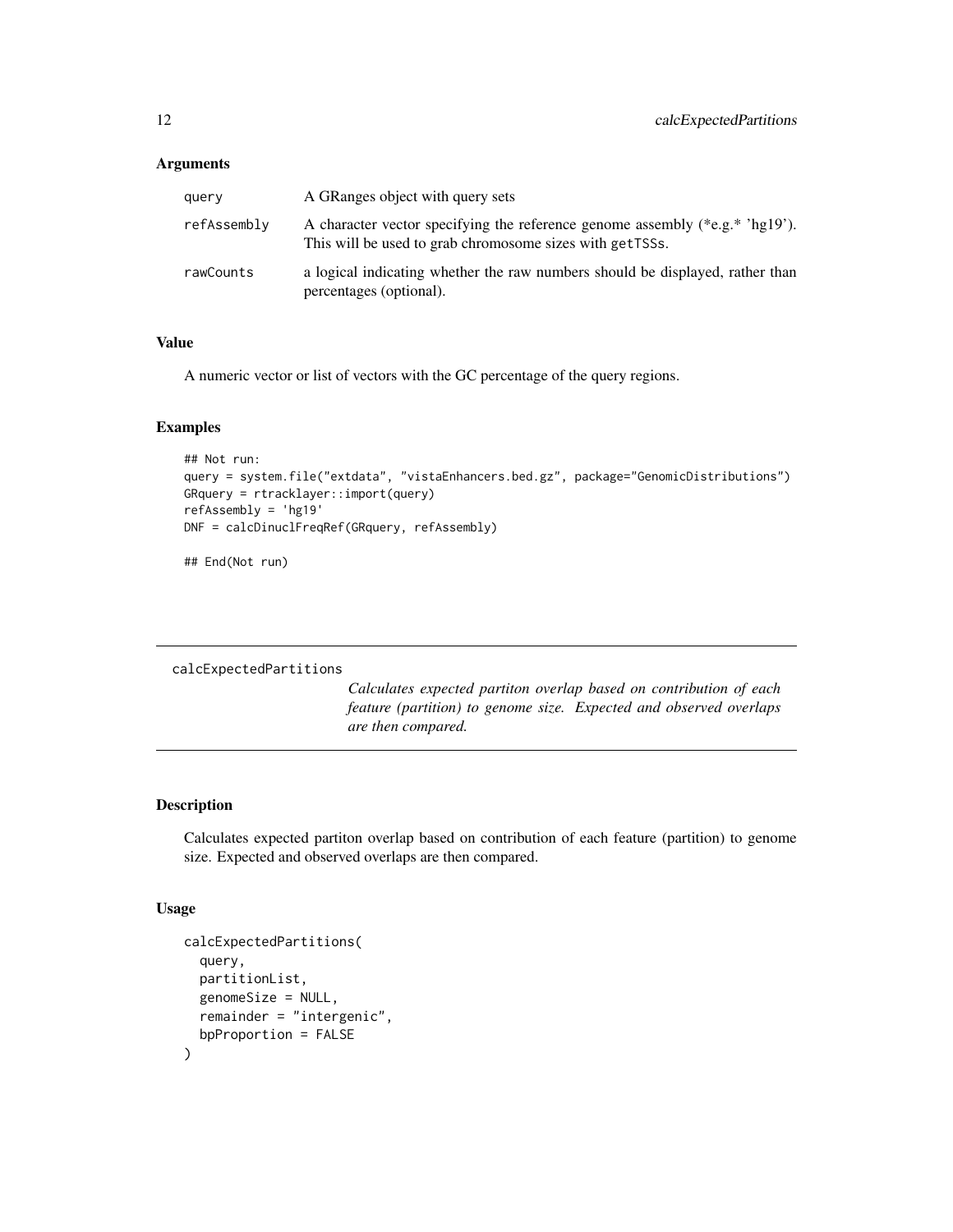### Arguments

| | |
|---|---|
| query | A GRanges object with query sets |
| refAssembly | A character vector specifying the reference genome assembly (*e.g.* 'hg19'). This will be used to grab chromosome sizes with getTSSs. |
| rawCounts | a logical indicating whether the raw numbers should be displayed, rather than percentages (optional). |

### Value

A numeric vector or list of vectors with the GC percentage of the query regions.

### Examples

```
## Not run:
query = system.file("extdata", "vistaEnhancers.bed.gz", package="GenomicDistributions")
GRquery = rtracklayer::import(query)
refAssembly = 'hg19'
DNF = calcDinuclFreqRef(GRquery, refAssembly)

## End(Not run)
```

---

## calcExpectedPartitions

*Calculates expected partiton overlap based on contribution of each feature (partition) to genome size. Expected and observed overlaps are then compared.*

---

### Description

Calculates expected partiton overlap based on contribution of each feature (partition) to genome size. Expected and observed overlaps are then compared.

### Usage

```
calcExpectedPartitions(
  query,
  partitionList,
  genomeSize = NULL,
  remainder = "intergenic",
  bpProportion = FALSE
)
```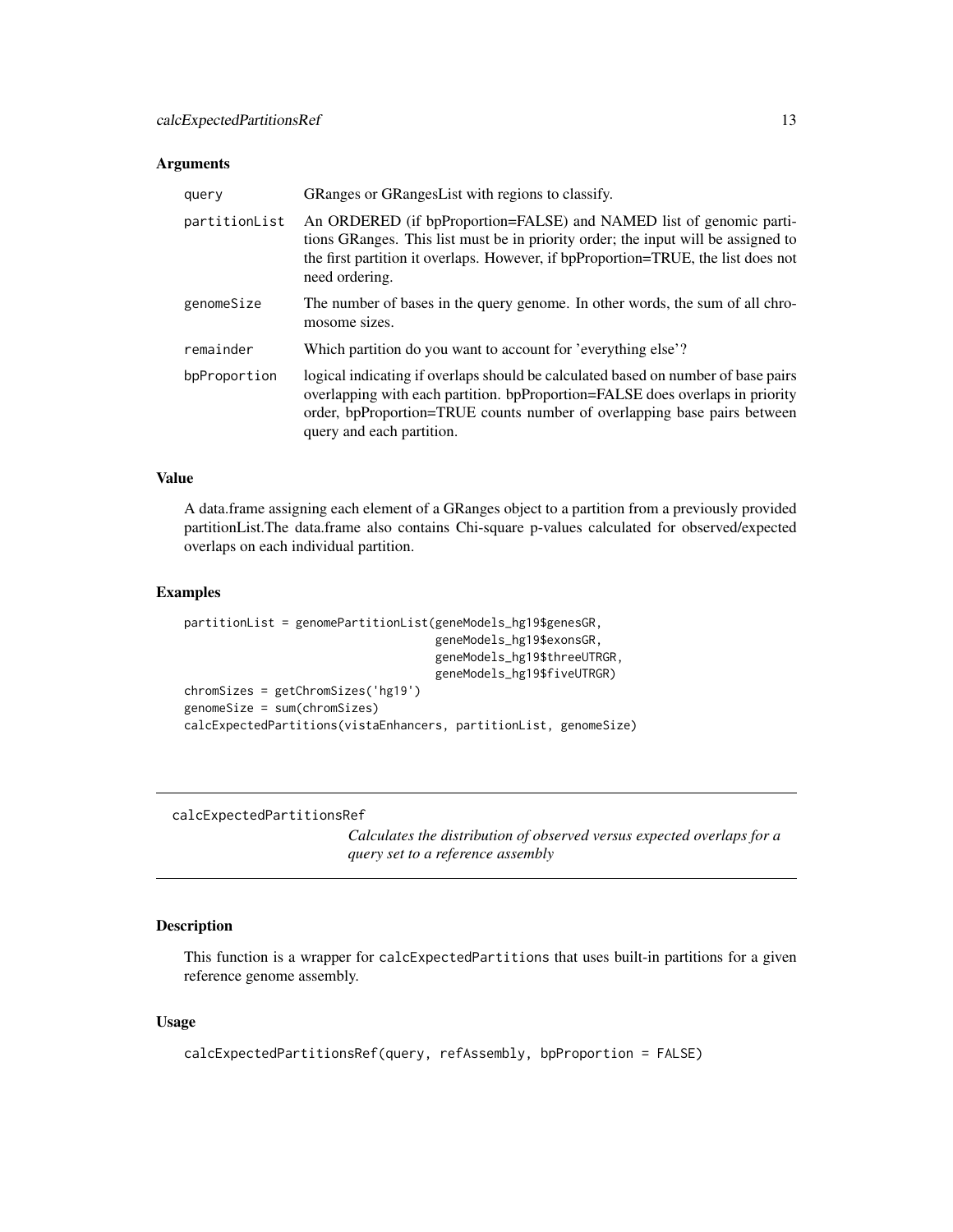### Arguments

| | |
|---|---|
| query | GRanges or GRangesList with regions to classify. |
| partitionList | An ORDERED (if bpProportion=FALSE) and NAMED list of genomic partitions GRanges. This list must be in priority order; the input will be assigned to the first partition it overlaps. However, if bpProportion=TRUE, the list does not need ordering. |
| genomeSize | The number of bases in the query genome. In other words, the sum of all chromosome sizes. |
| remainder | Which partition do you want to account for 'everything else'? |
| bpProportion | logical indicating if overlaps should be calculated based on number of base pairs overlapping with each partition. bpProportion=FALSE does overlaps in priority order, bpProportion=TRUE counts number of overlapping base pairs between query and each partition. |

### Value

A data.frame assigning each element of a GRanges object to a partition from a previously provided partitionList.The data.frame also contains Chi-square p-values calculated for observed/expected overlaps on each individual partition.

### Examples

```
partitionList = genomePartitionList(geneModels_hg19$genesGR,
                                    geneModels_hg19$exonsGR,
                                    geneModels_hg19$threeUTRGR,
                                    geneModels_hg19$fiveUTRGR)
chromSizes = getChromSizes('hg19')
genomeSize = sum(chromSizes)
calcExpectedPartitions(vistaEnhancers, partitionList, genomeSize)
```

---

## calcExpectedPartitionsRef

*Calculates the distribution of observed versus expected overlaps for a query set to a reference assembly*

---

### Description

This function is a wrapper for calcExpectedPartitions that uses built-in partitions for a given reference genome assembly.

### Usage

```
calcExpectedPartitionsRef(query, refAssembly, bpProportion = FALSE)
```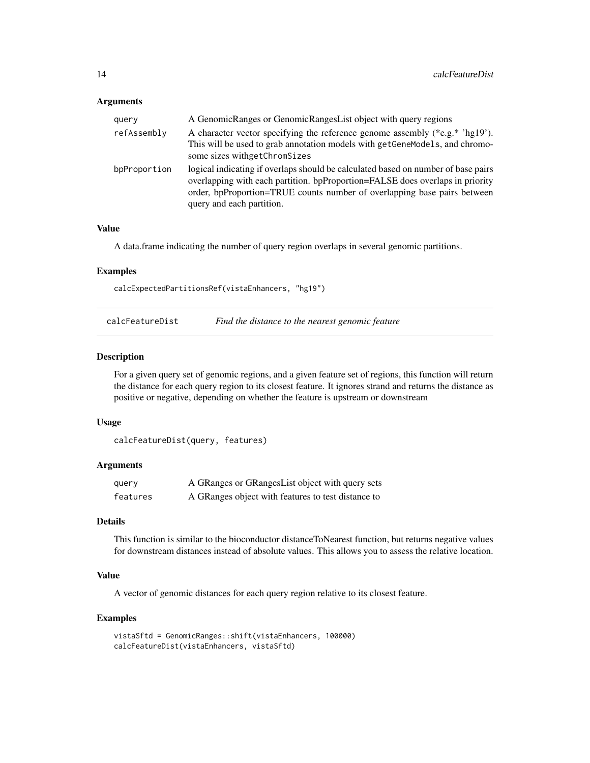### Arguments

| | |
|---|---|
| query | A GenomicRanges or GenomicRangesList object with query regions |
| refAssembly | A character vector specifying the reference genome assembly (*e.g.* 'hg19'). This will be used to grab annotation models with getGeneModels, and chromosome sizes withgetChromSizes |
| bpProportion | logical indicating if overlaps should be calculated based on number of base pairs overlapping with each partition. bpProportion=FALSE does overlaps in priority order, bpProportion=TRUE counts number of overlapping base pairs between query and each partition. |

### Value

A data.frame indicating the number of query region overlaps in several genomic partitions.

### Examples

```
calcExpectedPartitionsRef(vistaEnhancers, "hg19")
```

## calcFeatureDist *Find the distance to the nearest genomic feature*

### Description

For a given query set of genomic regions, and a given feature set of regions, this function will return the distance for each query region to its closest feature. It ignores strand and returns the distance as positive or negative, depending on whether the feature is upstream or downstream

### Usage

```
calcFeatureDist(query, features)
```

### Arguments

| | |
|---|---|
| query | A GRanges or GRangesList object with query sets |
| features | A GRanges object with features to test distance to |

### Details

This function is similar to the bioconductor distanceToNearest function, but returns negative values for downstream distances instead of absolute values. This allows you to assess the relative location.

### Value

A vector of genomic distances for each query region relative to its closest feature.

### Examples

```
vistaSftd = GenomicRanges::shift(vistaEnhancers, 100000)
calcFeatureDist(vistaEnhancers, vistaSftd)
```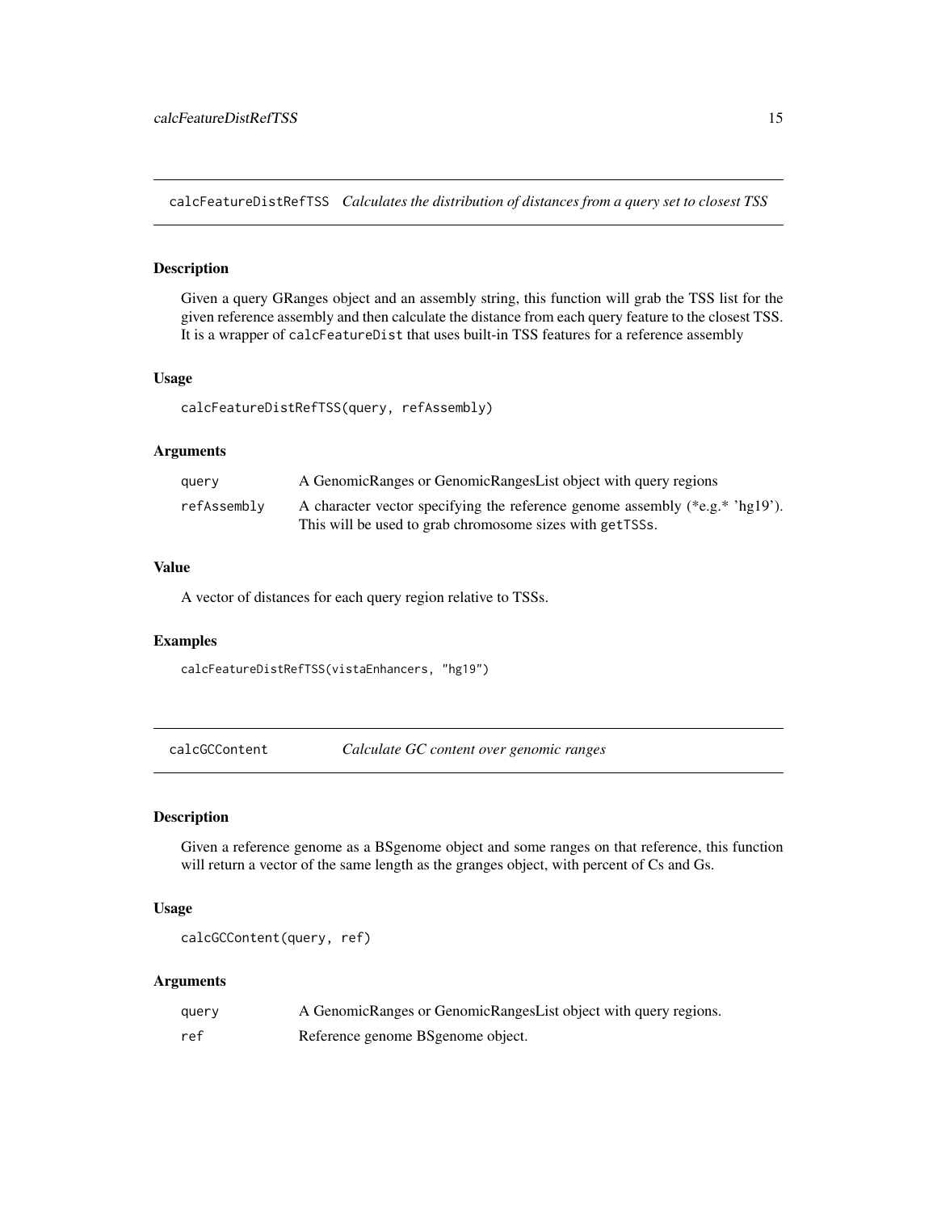## calcFeatureDistRefTSS *Calculates the distribution of distances from a query set to closest TSS*

### Description

Given a query GRanges object and an assembly string, this function will grab the TSS list for the given reference assembly and then calculate the distance from each query feature to the closest TSS. It is a wrapper of `calcFeatureDist` that uses built-in TSS features for a reference assembly

### Usage

```
calcFeatureDistRefTSS(query, refAssembly)
```

### Arguments

| | |
|---|---|
| `query` | A GenomicRanges or GenomicRangesList object with query regions |
| `refAssembly` | A character vector specifying the reference genome assembly (*e.g.* 'hg19'). This will be used to grab chromosome sizes with `getTSSs`. |

### Value

A vector of distances for each query region relative to TSSs.

### Examples

```
calcFeatureDistRefTSS(vistaEnhancers, "hg19")
```

## calcGCContent *Calculate GC content over genomic ranges*

### Description

Given a reference genome as a BSgenome object and some ranges on that reference, this function will return a vector of the same length as the granges object, with percent of Cs and Gs.

### Usage

```
calcGCContent(query, ref)
```

### Arguments

| | |
|---|---|
| `query` | A GenomicRanges or GenomicRangesList object with query regions. |
| `ref` | Reference genome BSgenome object. |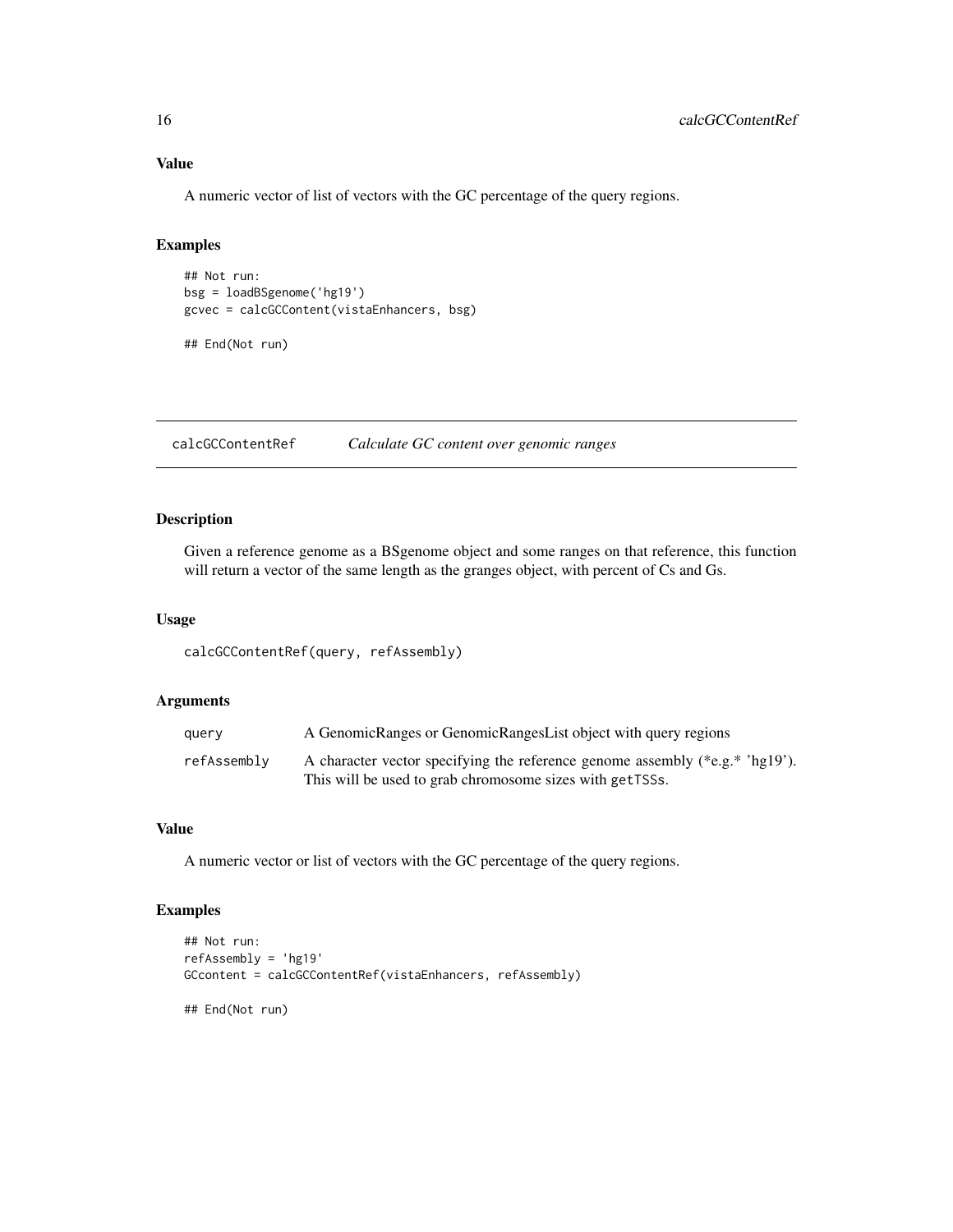### Value

A numeric vector of list of vectors with the GC percentage of the query regions.

### Examples

```
## Not run:
bsg = loadBSgenome('hg19')
gcvec = calcGCContent(vistaEnhancers, bsg)

## End(Not run)
```

---

## calcGCContentRef — *Calculate GC content over genomic ranges*

### Description

Given a reference genome as a BSgenome object and some ranges on that reference, this function will return a vector of the same length as the granges object, with percent of Cs and Gs.

### Usage

```
calcGCContentRef(query, refAssembly)
```

### Arguments

| | |
|---|---|
| `query` | A GenomicRanges or GenomicRangesList object with query regions |
| `refAssembly` | A character vector specifying the reference genome assembly (*e.g.* 'hg19'). This will be used to grab chromosome sizes with `getTSSs`. |

### Value

A numeric vector or list of vectors with the GC percentage of the query regions.

### Examples

```
## Not run:
refAssembly = 'hg19'
GCcontent = calcGCContentRef(vistaEnhancers, refAssembly)

## End(Not run)
```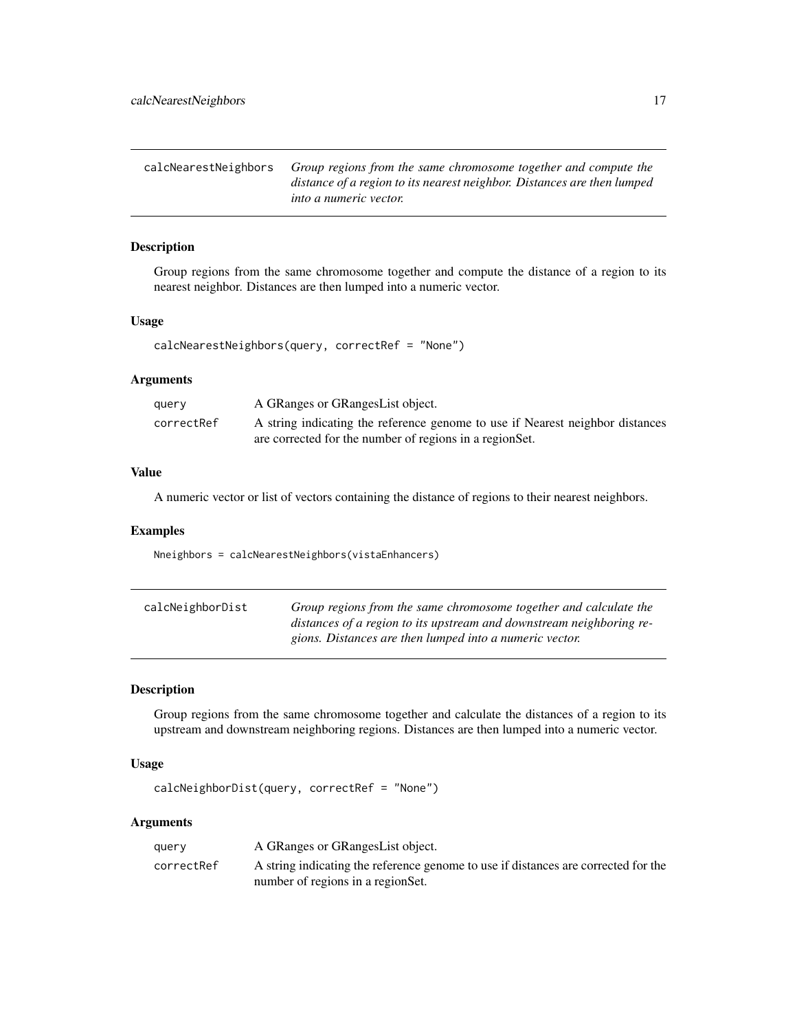## calcNearestNeighbors

*Group regions from the same chromosome together and compute the distance of a region to its nearest neighbor. Distances are then lumped into a numeric vector.*

### Description

Group regions from the same chromosome together and compute the distance of a region to its nearest neighbor. Distances are then lumped into a numeric vector.

### Usage

```
calcNearestNeighbors(query, correctRef = "None")
```

### Arguments

| | |
|---|---|
| query | A GRanges or GRangesList object. |
| correctRef | A string indicating the reference genome to use if Nearest neighbor distances are corrected for the number of regions in a regionSet. |

### Value

A numeric vector or list of vectors containing the distance of regions to their nearest neighbors.

### Examples

```
Nneighbors = calcNearestNeighbors(vistaEnhancers)
```

## calcNeighborDist

*Group regions from the same chromosome together and calculate the distances of a region to its upstream and downstream neighboring regions. Distances are then lumped into a numeric vector.*

### Description

Group regions from the same chromosome together and calculate the distances of a region to its upstream and downstream neighboring regions. Distances are then lumped into a numeric vector.

### Usage

```
calcNeighborDist(query, correctRef = "None")
```

### Arguments

| | |
|---|---|
| query | A GRanges or GRangesList object. |
| correctRef | A string indicating the reference genome to use if distances are corrected for the number of regions in a regionSet. |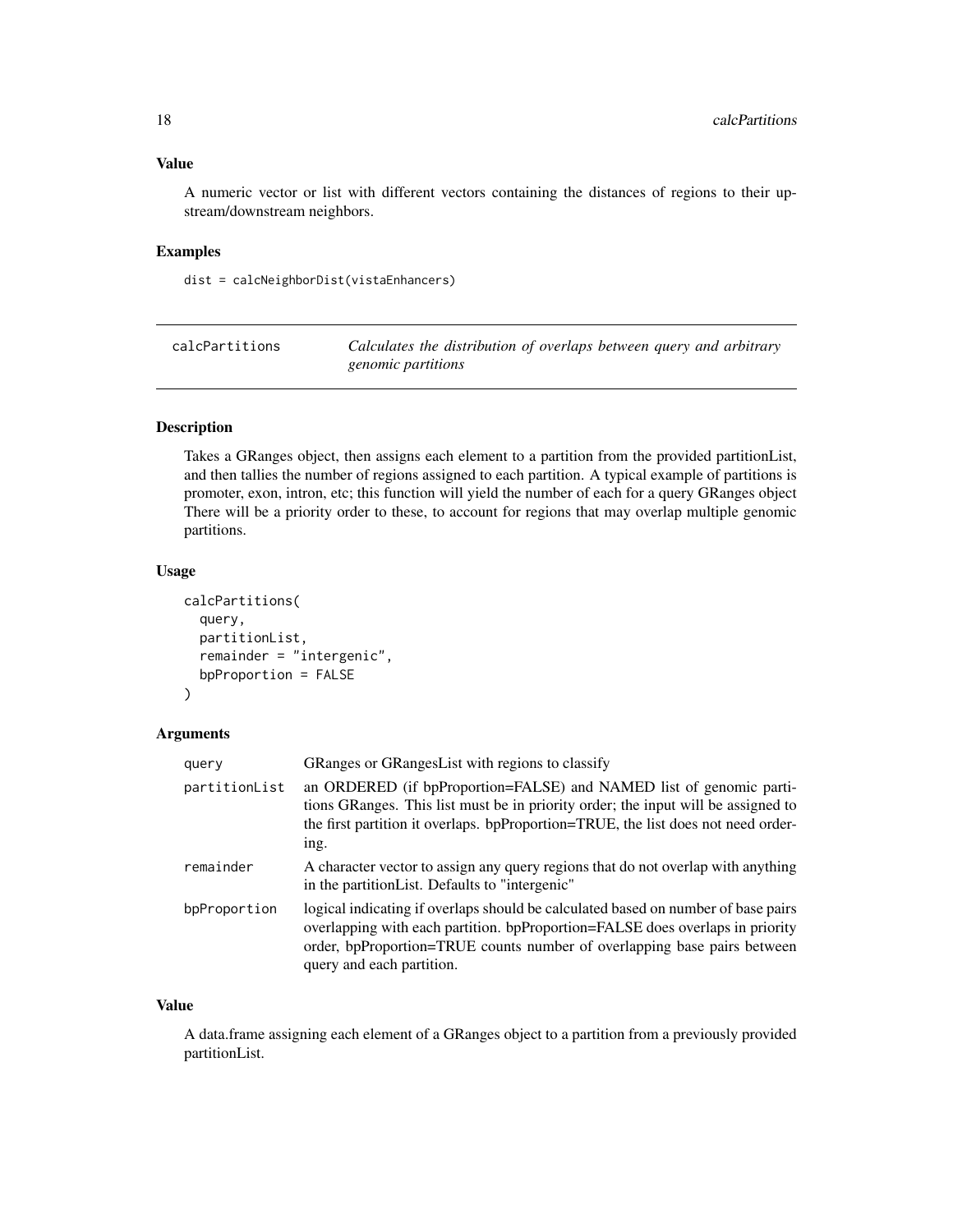### Value

A numeric vector or list with different vectors containing the distances of regions to their upstream/downstream neighbors.

### Examples

```
dist = calcNeighborDist(vistaEnhancers)
```

---

## calcPartitions — *Calculates the distribution of overlaps between query and arbitrary genomic partitions*

---

### Description

Takes a GRanges object, then assigns each element to a partition from the provided partitionList, and then tallies the number of regions assigned to each partition. A typical example of partitions is promoter, exon, intron, etc; this function will yield the number of each for a query GRanges object There will be a priority order to these, to account for regions that may overlap multiple genomic partitions.

### Usage

```
calcPartitions(
  query,
  partitionList,
  remainder = "intergenic",
  bpProportion = FALSE
)
```

### Arguments

| | |
|---|---|
| query | GRanges or GRangesList with regions to classify |
| partitionList | an ORDERED (if bpProportion=FALSE) and NAMED list of genomic partitions GRanges. This list must be in priority order; the input will be assigned to the first partition it overlaps. bpProportion=TRUE, the list does not need ordering. |
| remainder | A character vector to assign any query regions that do not overlap with anything in the partitionList. Defaults to "intergenic" |
| bpProportion | logical indicating if overlaps should be calculated based on number of base pairs overlapping with each partition. bpProportion=FALSE does overlaps in priority order, bpProportion=TRUE counts number of overlapping base pairs between query and each partition. |

### Value

A data.frame assigning each element of a GRanges object to a partition from a previously provided partitionList.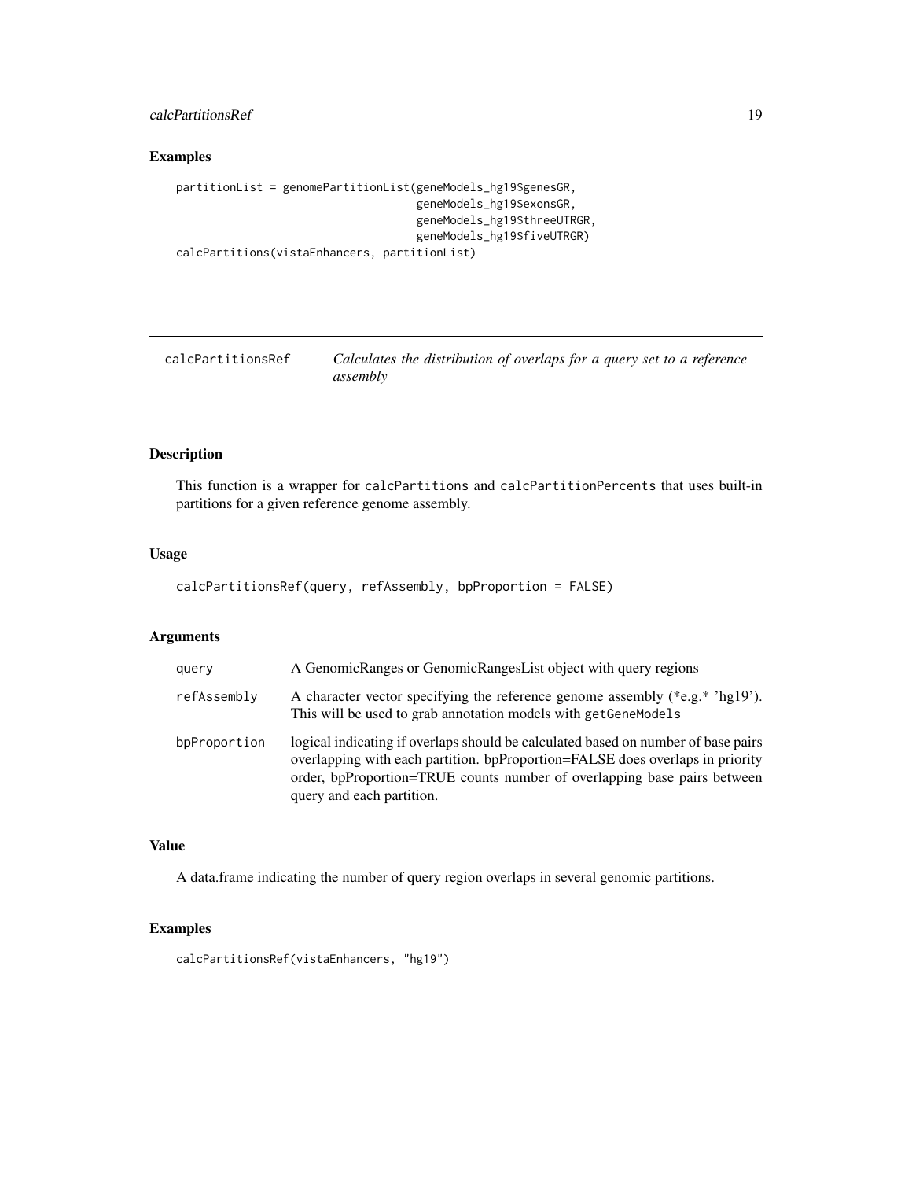## Examples

```
partitionList = genomePartitionList(geneModels_hg19$genesGR,
                                    geneModels_hg19$exonsGR,
                                    geneModels_hg19$threeUTRGR,
                                    geneModels_hg19$fiveUTRGR)
calcPartitions(vistaEnhancers, partitionList)
```

---

# calcPartitionsRef *Calculates the distribution of overlaps for a query set to a reference assembly*

---

## Description

This function is a wrapper for `calcPartitions` and `calcPartitionPercents` that uses built-in partitions for a given reference genome assembly.

## Usage

```
calcPartitionsRef(query, refAssembly, bpProportion = FALSE)
```

## Arguments

| | |
|---|---|
| `query` | A GenomicRanges or GenomicRangesList object with query regions |
| `refAssembly` | A character vector specifying the reference genome assembly (*e.g.* 'hg19'). This will be used to grab annotation models with `getGeneModels` |
| `bpProportion` | logical indicating if overlaps should be calculated based on number of base pairs overlapping with each partition. bpProportion=FALSE does overlaps in priority order, bpProportion=TRUE counts number of overlapping base pairs between query and each partition. |

## Value

A data.frame indicating the number of query region overlaps in several genomic partitions.

## Examples

```
calcPartitionsRef(vistaEnhancers, "hg19")
```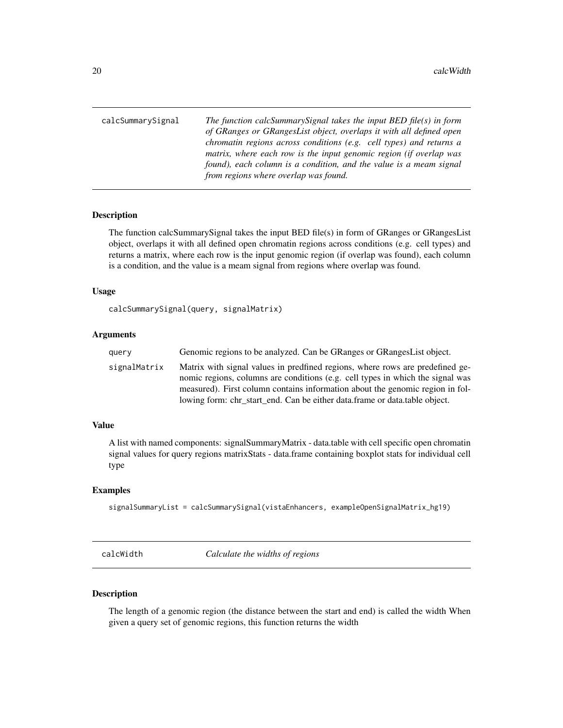## calcSummarySignal

*The function calcSummarySignal takes the input BED file(s) in form of GRanges or GRangesList object, overlaps it with all defined open chromatin regions across conditions (e.g. cell types) and returns a matrix, where each row is the input genomic region (if overlap was found), each column is a condition, and the value is a meam signal from regions where overlap was found.*

### Description

The function calcSummarySignal takes the input BED file(s) in form of GRanges or GRangesList object, overlaps it with all defined open chromatin regions across conditions (e.g. cell types) and returns a matrix, where each row is the input genomic region (if overlap was found), each column is a condition, and the value is a meam signal from regions where overlap was found.

### Usage

```
calcSummarySignal(query, signalMatrix)
```

### Arguments

| | |
|---|---|
| query | Genomic regions to be analyzed. Can be GRanges or GRangesList object. |
| signalMatrix | Matrix with signal values in predfined regions, where rows are predefined genomic regions, columns are conditions (e.g. cell types in which the signal was measured). First column contains information about the genomic region in following form: chr_start_end. Can be either data.frame or data.table object. |

### Value

A list with named components: signalSummaryMatrix - data.table with cell specific open chromatin signal values for query regions matrixStats - data.frame containing boxplot stats for individual cell type

### Examples

```
signalSummaryList = calcSummarySignal(vistaEnhancers, exampleOpenSignalMatrix_hg19)
```

## calcWidth

*Calculate the widths of regions*

### Description

The length of a genomic region (the distance between the start and end) is called the width When given a query set of genomic regions, this function returns the width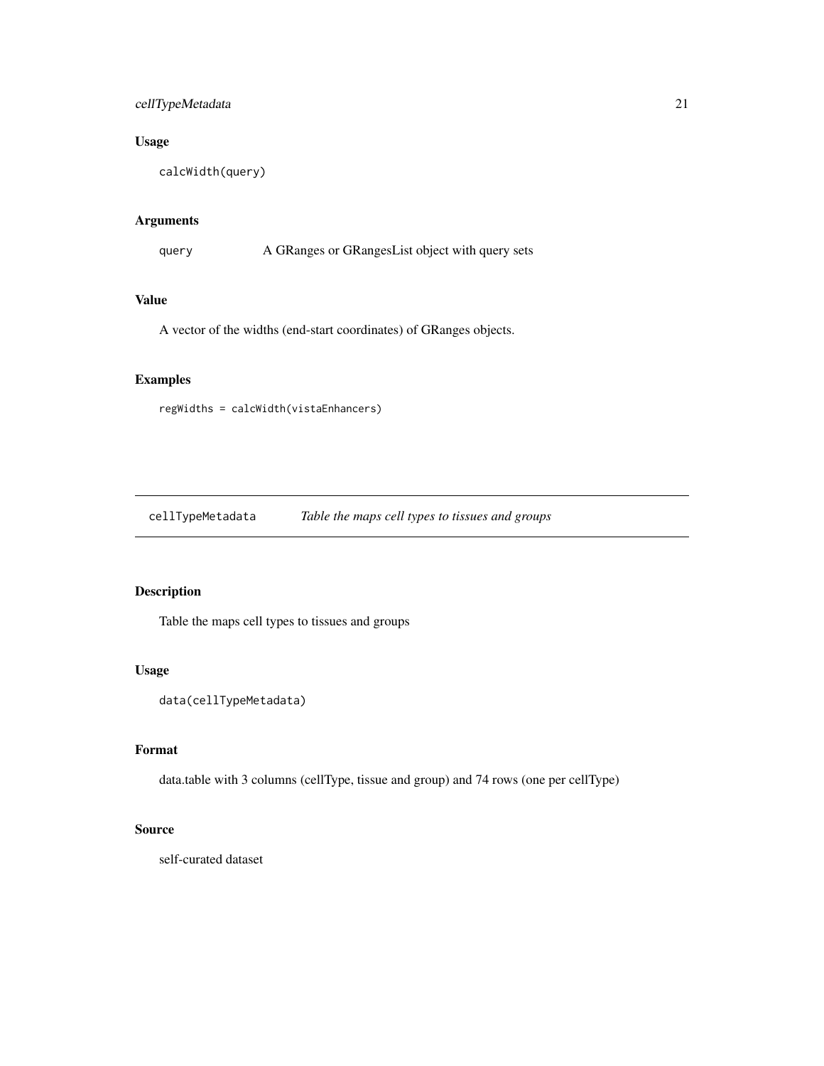### Usage

```
calcWidth(query)
```

### Arguments

| | |
|---|---|
| query | A GRanges or GRangesList object with query sets |

### Value

A vector of the widths (end-start coordinates) of GRanges objects.

### Examples

```
regWidths = calcWidth(vistaEnhancers)
```

---

## cellTypeMetadata *Table the maps cell types to tissues and groups*

---

### Description

Table the maps cell types to tissues and groups

### Usage

```
data(cellTypeMetadata)
```

### Format

data.table with 3 columns (cellType, tissue and group) and 74 rows (one per cellType)

### Source

self-curated dataset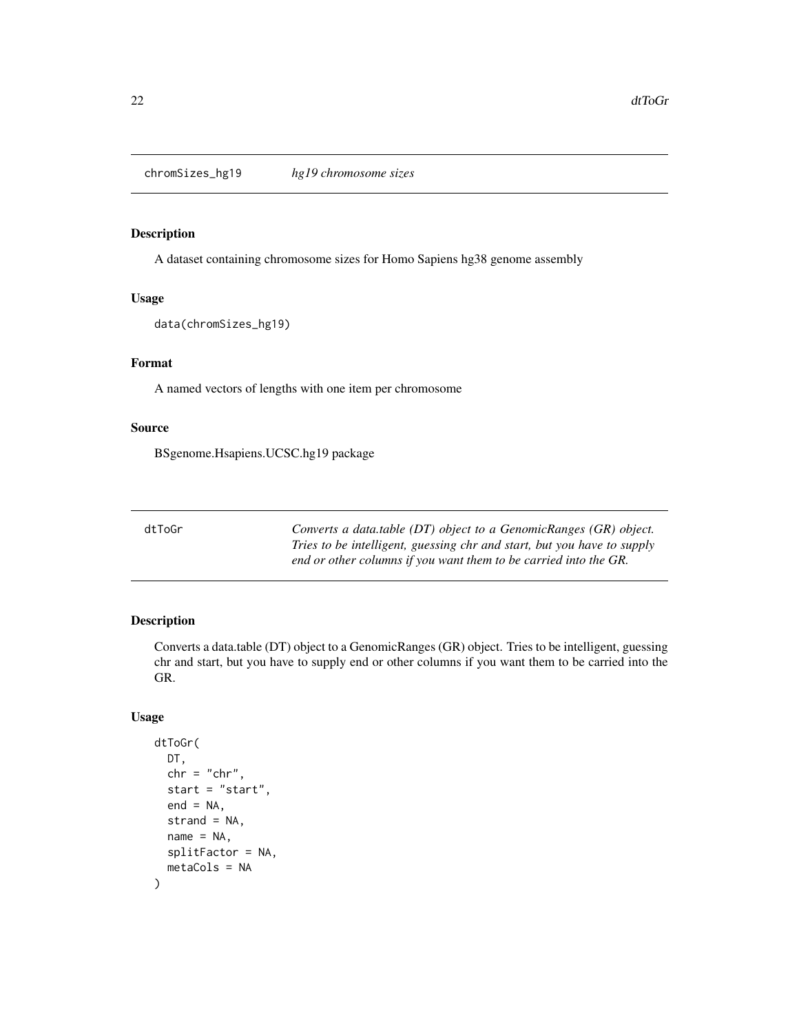## chromSizes_hg19 *hg19 chromosome sizes*

### Description

A dataset containing chromosome sizes for Homo Sapiens hg38 genome assembly

### Usage

```
data(chromSizes_hg19)
```

### Format

A named vectors of lengths with one item per chromosome

### Source

BSgenome.Hsapiens.UCSC.hg19 package

## dtToGr *Converts a data.table (DT) object to a GenomicRanges (GR) object. Tries to be intelligent, guessing chr and start, but you have to supply end or other columns if you want them to be carried into the GR.*

### Description

Converts a data.table (DT) object to a GenomicRanges (GR) object. Tries to be intelligent, guessing chr and start, but you have to supply end or other columns if you want them to be carried into the GR.

### Usage

```
dtToGr(
  DT,
  chr = "chr",
  start = "start",
  end = NA,
  strand = NA,
  name = NA,
  splitFactor = NA,
  metaCols = NA
)
```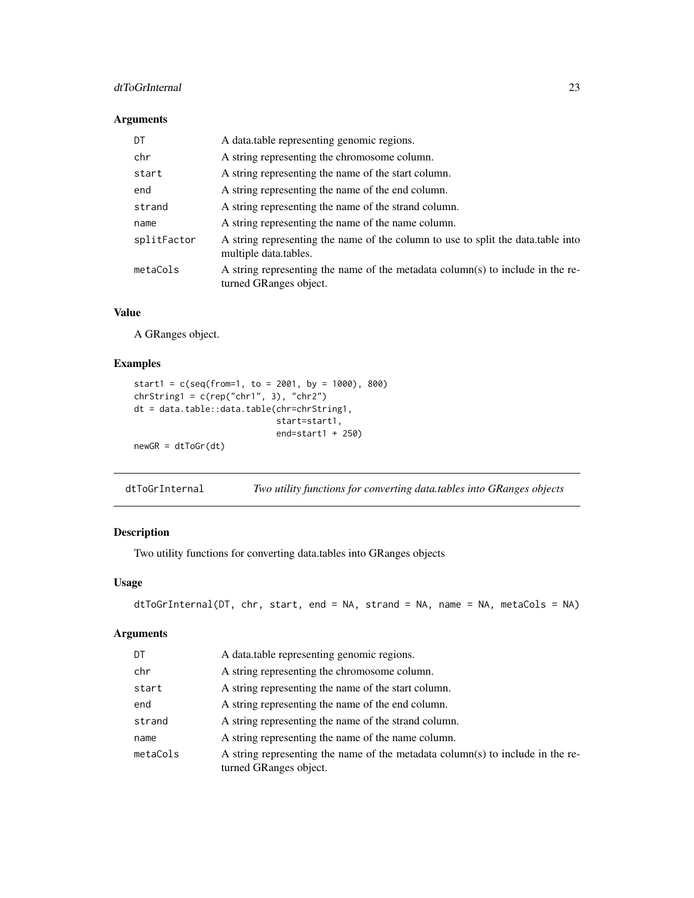### Arguments

| | |
|---|---|
| DT | A data.table representing genomic regions. |
| chr | A string representing the chromosome column. |
| start | A string representing the name of the start column. |
| end | A string representing the name of the end column. |
| strand | A string representing the name of the strand column. |
| name | A string representing the name of the name column. |
| splitFactor | A string representing the name of the column to use to split the data.table into multiple data.tables. |
| metaCols | A string representing the name of the metadata column(s) to include in the returned GRanges object. |

### Value

A GRanges object.

### Examples

```
start1 = c(seq(from=1, to = 2001, by = 1000), 800)
chrString1 = c(rep("chr1", 3), "chr2")
dt = data.table::data.table(chr=chrString1,
                            start=start1,
                            end=start1 + 250)
newGR = dtToGr(dt)
```

---

## dtToGrInternal — *Two utility functions for converting data.tables into GRanges objects*

### Description

Two utility functions for converting data.tables into GRanges objects

### Usage

```
dtToGrInternal(DT, chr, start, end = NA, strand = NA, name = NA, metaCols = NA)
```

### Arguments

| | |
|---|---|
| DT | A data.table representing genomic regions. |
| chr | A string representing the chromosome column. |
| start | A string representing the name of the start column. |
| end | A string representing the name of the end column. |
| strand | A string representing the name of the strand column. |
| name | A string representing the name of the name column. |
| metaCols | A string representing the name of the metadata column(s) to include in the returned GRanges object. |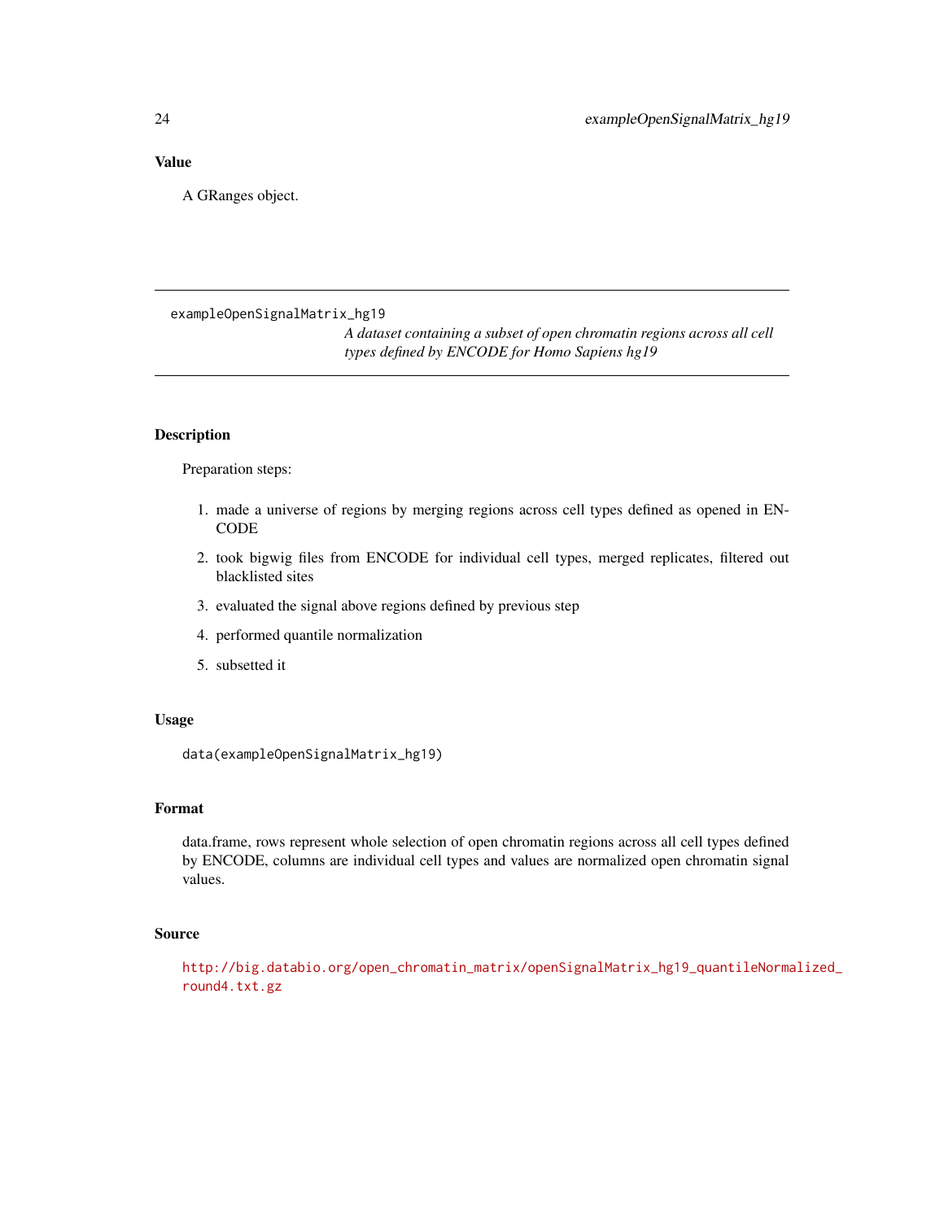### Value

A GRanges object.

---

## exampleOpenSignalMatrix_hg19

*A dataset containing a subset of open chromatin regions across all cell types defined by ENCODE for Homo Sapiens hg19*

---

### Description

Preparation steps:

1. made a universe of regions by merging regions across cell types defined as opened in ENCODE
2. took bigwig files from ENCODE for individual cell types, merged replicates, filtered out blacklisted sites
3. evaluated the signal above regions defined by previous step
4. performed quantile normalization
5. subsetted it

### Usage

```
data(exampleOpenSignalMatrix_hg19)
```

### Format

data.frame, rows represent whole selection of open chromatin regions across all cell types defined by ENCODE, columns are individual cell types and values are normalized open chromatin signal values.

### Source

http://big.databio.org/open_chromatin_matrix/openSignalMatrix_hg19_quantileNormalized_round4.txt.gz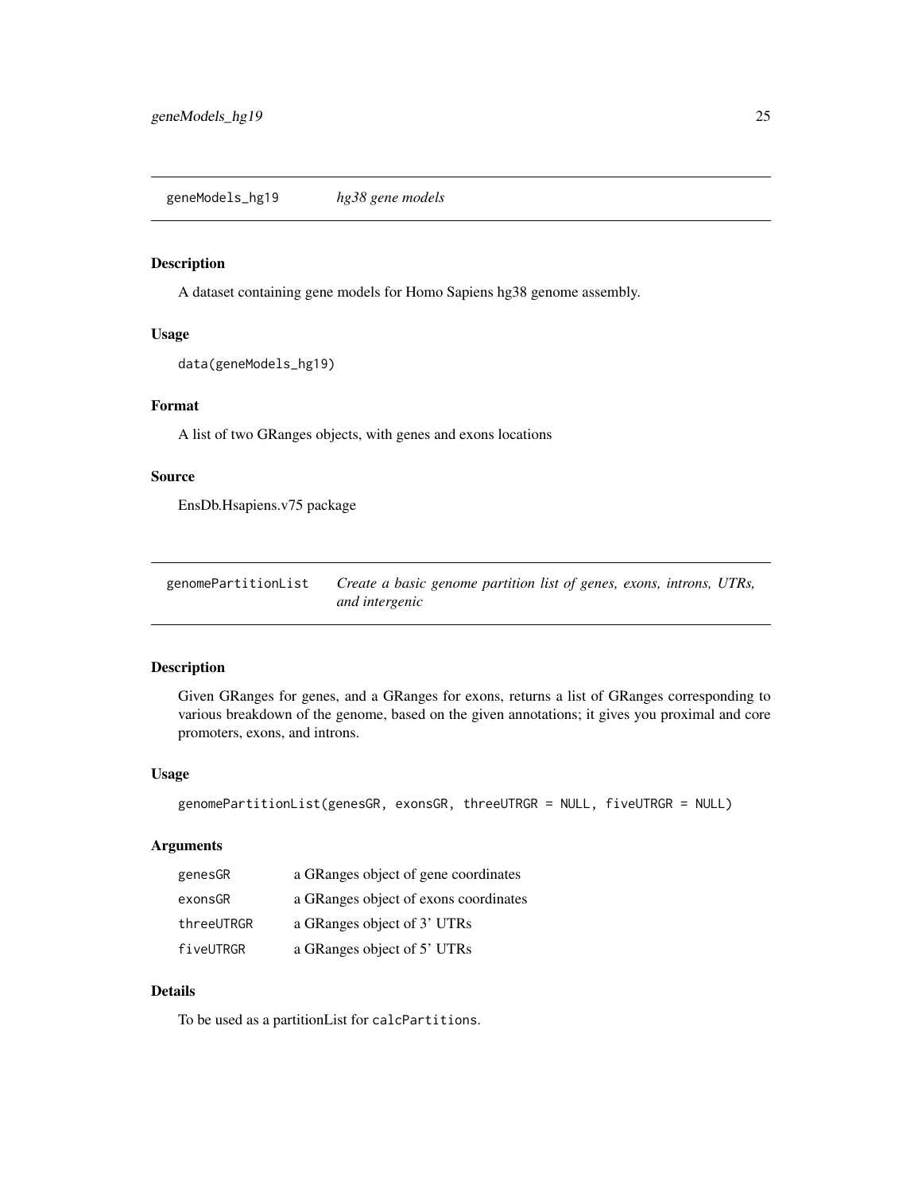## geneModels_hg19 — *hg38 gene models*

### Description

A dataset containing gene models for Homo Sapiens hg38 genome assembly.

### Usage

```
data(geneModels_hg19)
```

### Format

A list of two GRanges objects, with genes and exons locations

### Source

EnsDb.Hsapiens.v75 package

## genomePartitionList — *Create a basic genome partition list of genes, exons, introns, UTRs, and intergenic*

### Description

Given GRanges for genes, and a GRanges for exons, returns a list of GRanges corresponding to various breakdown of the genome, based on the given annotations; it gives you proximal and core promoters, exons, and introns.

### Usage

```
genomePartitionList(genesGR, exonsGR, threeUTRGR = NULL, fiveUTRGR = NULL)
```

### Arguments

| | |
|---|---|
| genesGR | a GRanges object of gene coordinates |
| exonsGR | a GRanges object of exons coordinates |
| threeUTRGR | a GRanges object of 3' UTRs |
| fiveUTRGR | a GRanges object of 5' UTRs |

### Details

To be used as a partitionList for `calcPartitions`.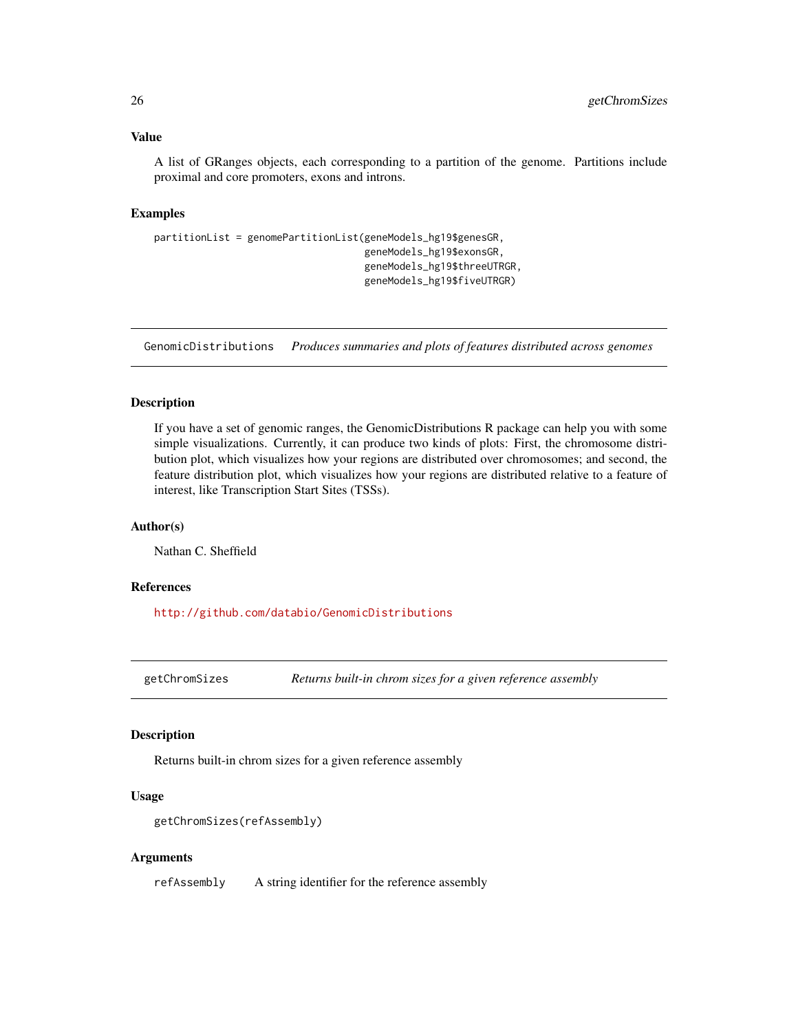### Value

A list of GRanges objects, each corresponding to a partition of the genome. Partitions include proximal and core promoters, exons and introns.

### Examples

```
partitionList = genomePartitionList(geneModels_hg19$genesGR,
                                    geneModels_hg19$exonsGR,
                                    geneModels_hg19$threeUTRGR,
                                    geneModels_hg19$fiveUTRGR)
```

---

## GenomicDistributions    *Produces summaries and plots of features distributed across genomes*

---

### Description

If you have a set of genomic ranges, the GenomicDistributions R package can help you with some simple visualizations. Currently, it can produce two kinds of plots: First, the chromosome distribution plot, which visualizes how your regions are distributed over chromosomes; and second, the feature distribution plot, which visualizes how your regions are distributed relative to a feature of interest, like Transcription Start Sites (TSSs).

### Author(s)

Nathan C. Sheffield

### References

http://github.com/databio/GenomicDistributions

---

## getChromSizes    *Returns built-in chrom sizes for a given reference assembly*

---

### Description

Returns built-in chrom sizes for a given reference assembly

### Usage

```
getChromSizes(refAssembly)
```

### Arguments

| | |
|---|---|
| refAssembly | A string identifier for the reference assembly |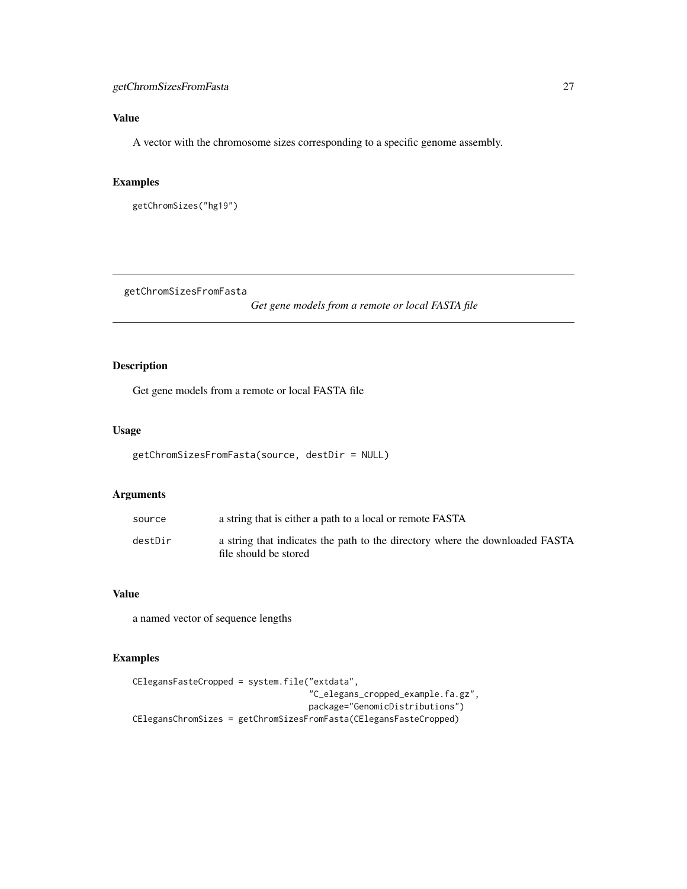## Value

A vector with the chromosome sizes corresponding to a specific genome assembly.

## Examples

```
getChromSizes("hg19")
```

---

# getChromSizesFromFasta

*Get gene models from a remote or local FASTA file*

---

## Description

Get gene models from a remote or local FASTA file

## Usage

```
getChromSizesFromFasta(source, destDir = NULL)
```

## Arguments

| | |
|---|---|
| source | a string that is either a path to a local or remote FASTA |
| destDir | a string that indicates the path to the directory where the downloaded FASTA file should be stored |

## Value

a named vector of sequence lengths

## Examples

```
CElegansFasteCropped = system.file("extdata",
                                   "C_elegans_cropped_example.fa.gz",
                                   package="GenomicDistributions")
CElegansChromSizes = getChromSizesFromFasta(CElegansFasteCropped)
```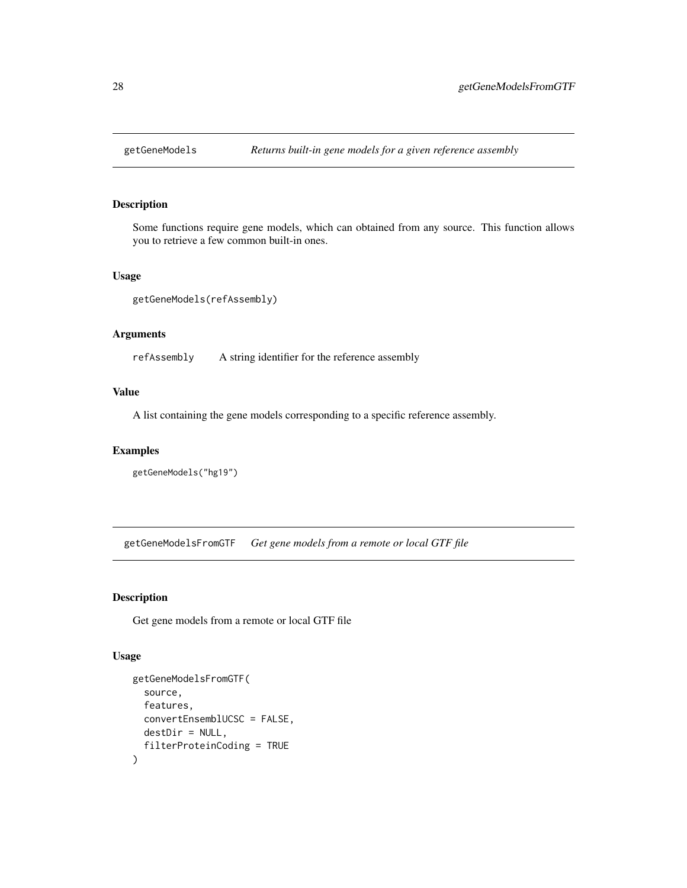## getGeneModels *Returns built-in gene models for a given reference assembly*

### Description

Some functions require gene models, which can obtained from any source. This function allows you to retrieve a few common built-in ones.

### Usage

```
getGeneModels(refAssembly)
```

### Arguments

| | |
|---|---|
| refAssembly | A string identifier for the reference assembly |

### Value

A list containing the gene models corresponding to a specific reference assembly.

### Examples

```
getGeneModels("hg19")
```

## getGeneModelsFromGTF *Get gene models from a remote or local GTF file*

### Description

Get gene models from a remote or local GTF file

### Usage

```
getGeneModelsFromGTF(
  source,
  features,
  convertEnsemblUCSC = FALSE,
  destDir = NULL,
  filterProteinCoding = TRUE
)
```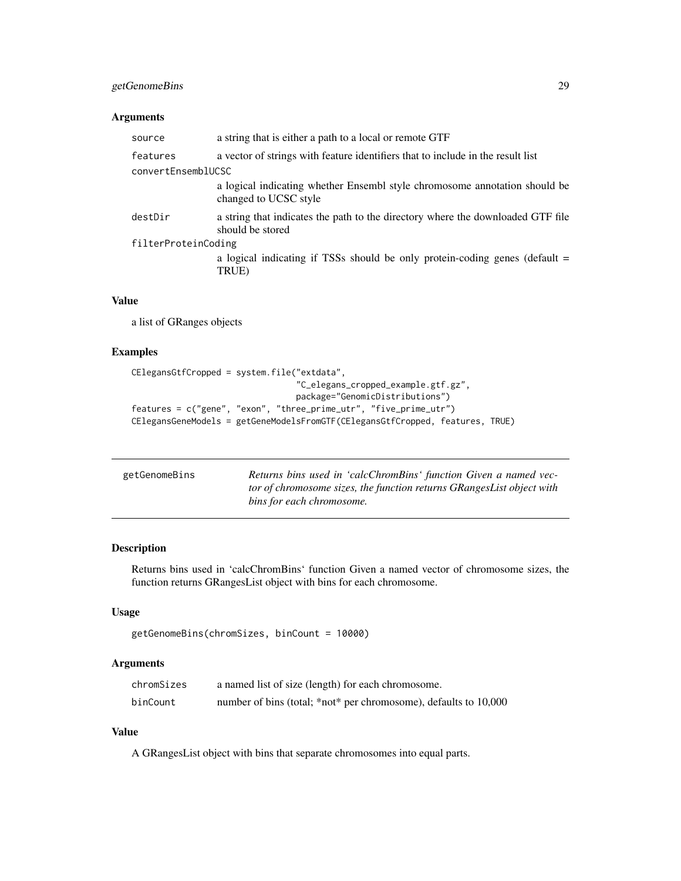### Arguments

| | |
|---|---|
| source | a string that is either a path to a local or remote GTF |
| features | a vector of strings with feature identifiers that to include in the result list |
| convertEnsemblUCSC | a logical indicating whether Ensembl style chromosome annotation should be changed to UCSC style |
| destDir | a string that indicates the path to the directory where the downloaded GTF file should be stored |
| filterProteinCoding | a logical indicating if TSSs should be only protein-coding genes (default = TRUE) |

### Value

a list of GRanges objects

### Examples

```
CElegansGtfCropped = system.file("extdata",
                                 "C_elegans_cropped_example.gtf.gz",
                                 package="GenomicDistributions")
features = c("gene", "exon", "three_prime_utr", "five_prime_utr")
CElegansGeneModels = getGeneModelsFromGTF(CElegansGtfCropped, features, TRUE)
```

---

## getGenomeBins

*Returns bins used in 'calcChromBins' function Given a named vector of chromosome sizes, the function returns GRangesList object with bins for each chromosome.*

---

### Description

Returns bins used in 'calcChromBins' function Given a named vector of chromosome sizes, the function returns GRangesList object with bins for each chromosome.

### Usage

```
getGenomeBins(chromSizes, binCount = 10000)
```

### Arguments

| | |
|---|---|
| chromSizes | a named list of size (length) for each chromosome. |
| binCount | number of bins (total; *not* per chromosome), defaults to 10,000 |

### Value

A GRangesList object with bins that separate chromosomes into equal parts.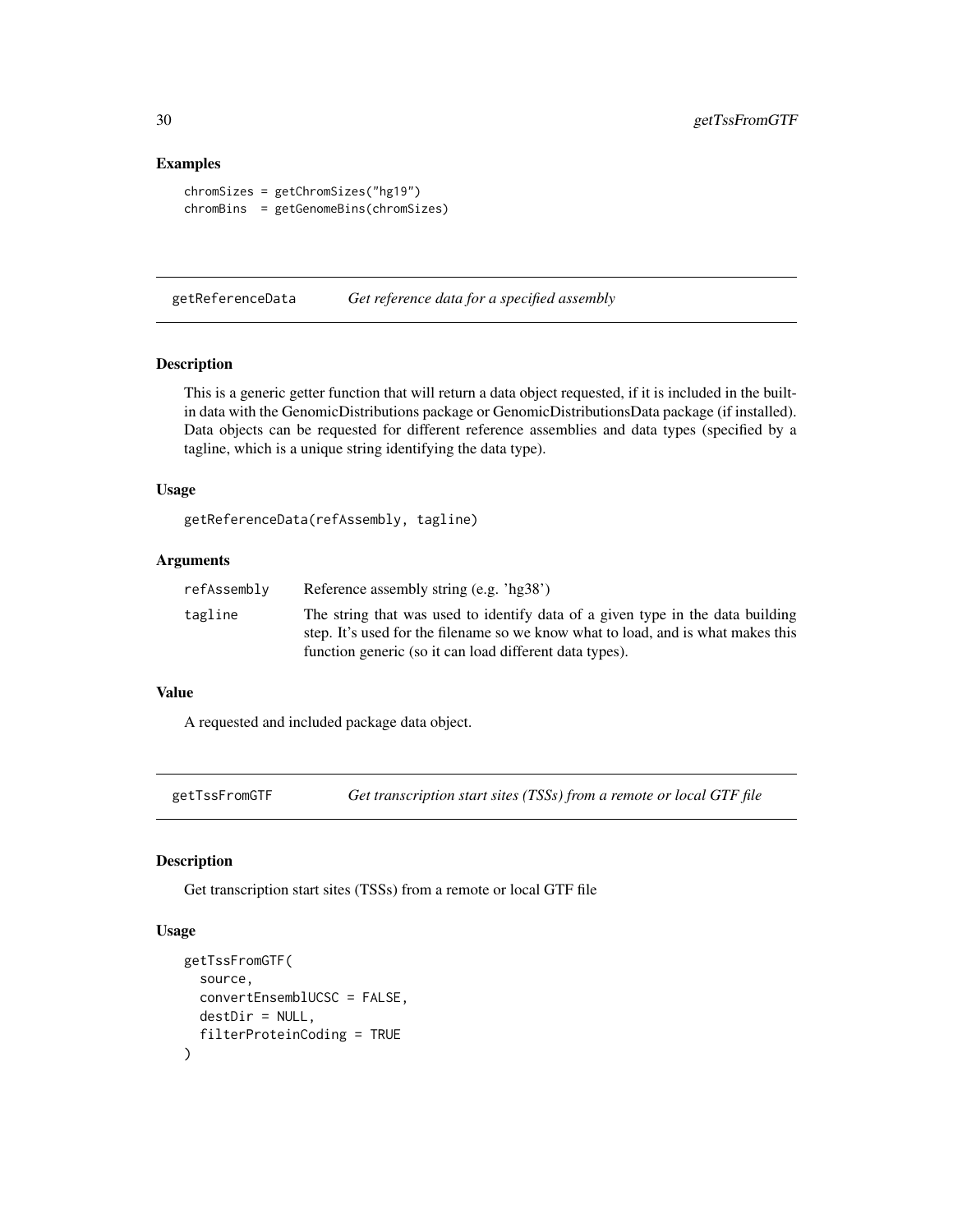### Examples

```
chromSizes = getChromSizes("hg19")
chromBins  = getGenomeBins(chromSizes)
```

---

## getReferenceData — *Get reference data for a specified assembly*

### Description

This is a generic getter function that will return a data object requested, if it is included in the built-in data with the GenomicDistributions package or GenomicDistributionsData package (if installed). Data objects can be requested for different reference assemblies and data types (specified by a tagline, which is a unique string identifying the data type).

### Usage

```
getReferenceData(refAssembly, tagline)
```

### Arguments

| | |
|---|---|
| refAssembly | Reference assembly string (e.g. 'hg38') |
| tagline | The string that was used to identify data of a given type in the data building step. It's used for the filename so we know what to load, and is what makes this function generic (so it can load different data types). |

### Value

A requested and included package data object.

---

## getTssFromGTF — *Get transcription start sites (TSSs) from a remote or local GTF file*

### Description

Get transcription start sites (TSSs) from a remote or local GTF file

### Usage

```
getTssFromGTF(
  source,
  convertEnsemblUCSC = FALSE,
  destDir = NULL,
  filterProteinCoding = TRUE
)
```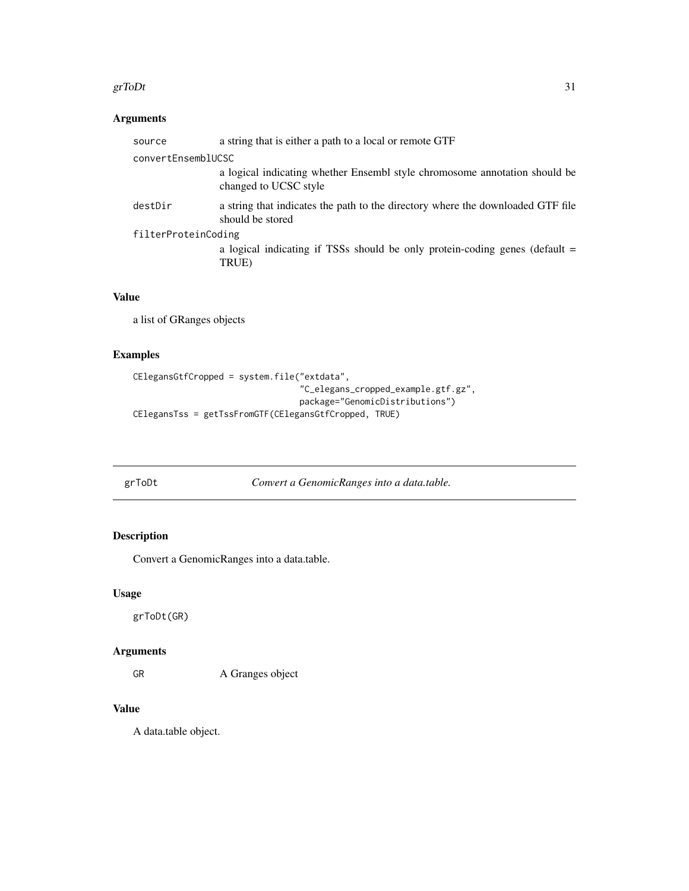### Arguments

| | |
|---|---|
| `source` | a string that is either a path to a local or remote GTF |
| `convertEnsemblUCSC` | a logical indicating whether Ensembl style chromosome annotation should be changed to UCSC style |
| `destDir` | a string that indicates the path to the directory where the downloaded GTF file should be stored |
| `filterProteinCoding` | a logical indicating if TSSs should be only protein-coding genes (default = TRUE) |

### Value

a list of GRanges objects

### Examples

```
CElegansGtfCropped = system.file("extdata",
                                 "C_elegans_cropped_example.gtf.gz",
                                 package="GenomicDistributions")
CElegansTss = getTssFromGTF(CElegansGtfCropped, TRUE)
```

---

## grToDt &nbsp;&nbsp;&nbsp;&nbsp; *Convert a GenomicRanges into a data.table.*

---

### Description

Convert a GenomicRanges into a data.table.

### Usage

```
grToDt(GR)
```

### Arguments

| | |
|---|---|
| `GR` | A Granges object |

### Value

A data.table object.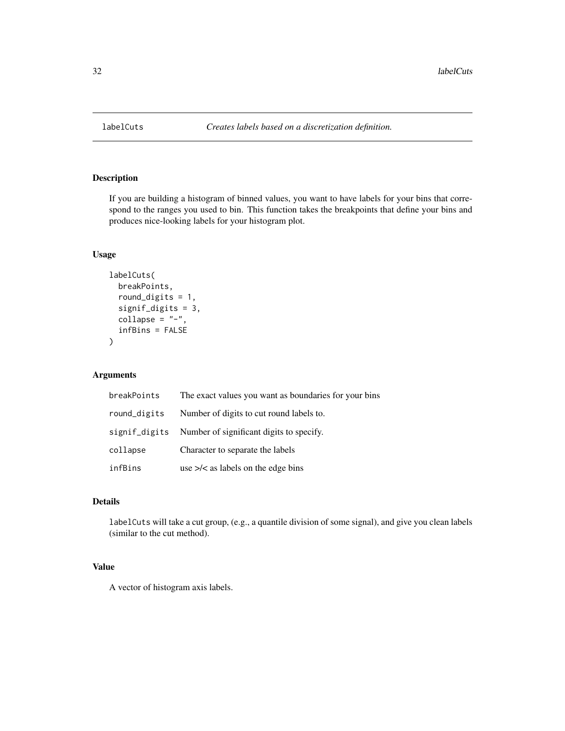# labelCuts — *Creates labels based on a discretization definition.*

## Description

If you are building a histogram of binned values, you want to have labels for your bins that correspond to the ranges you used to bin. This function takes the breakpoints that define your bins and produces nice-looking labels for your histogram plot.

## Usage

```
labelCuts(
  breakPoints,
  round_digits = 1,
  signif_digits = 3,
  collapse = "-",
  infBins = FALSE
)
```

## Arguments

| | |
|---|---|
| breakPoints | The exact values you want as boundaries for your bins |
| round_digits | Number of digits to cut round labels to. |
| signif_digits | Number of significant digits to specify. |
| collapse | Character to separate the labels |
| infBins | use >/< as labels on the edge bins |

## Details

`labelCuts` will take a cut group, (e.g., a quantile division of some signal), and give you clean labels (similar to the cut method).

## Value

A vector of histogram axis labels.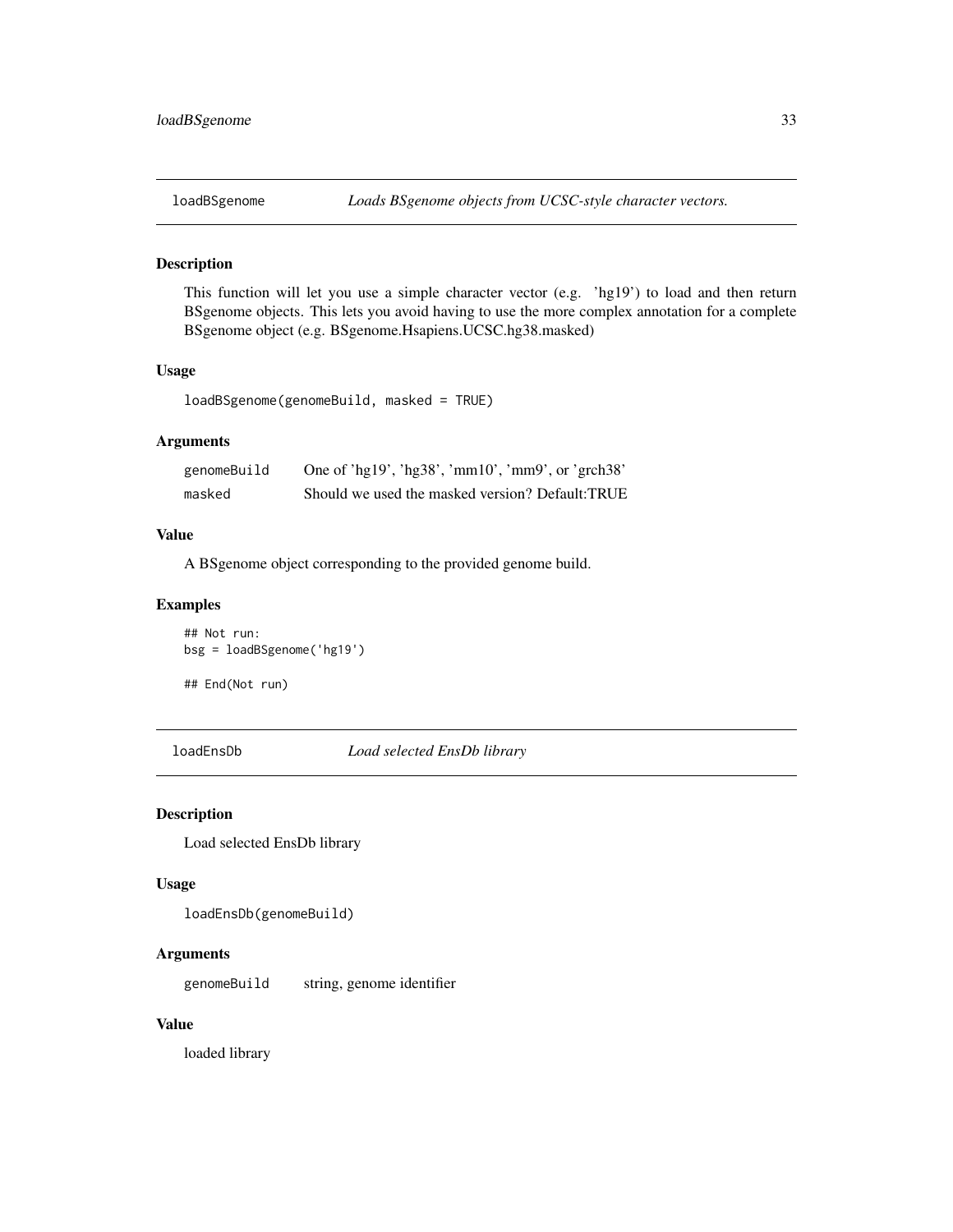## loadBSgenome *Loads BSgenome objects from UCSC-style character vectors.*

### Description

This function will let you use a simple character vector (e.g. 'hg19') to load and then return BSgenome objects. This lets you avoid having to use the more complex annotation for a complete BSgenome object (e.g. BSgenome.Hsapiens.UCSC.hg38.masked)

### Usage

```
loadBSgenome(genomeBuild, masked = TRUE)
```

### Arguments

| | |
|---|---|
| genomeBuild | One of 'hg19', 'hg38', 'mm10', 'mm9', or 'grch38' |
| masked | Should we used the masked version? Default:TRUE |

### Value

A BSgenome object corresponding to the provided genome build.

### Examples

```
## Not run:
bsg = loadBSgenome('hg19')

## End(Not run)
```

## loadEnsDb *Load selected EnsDb library*

### Description

Load selected EnsDb library

### Usage

```
loadEnsDb(genomeBuild)
```

### Arguments

| | |
|---|---|
| genomeBuild | string, genome identifier |

### Value

loaded library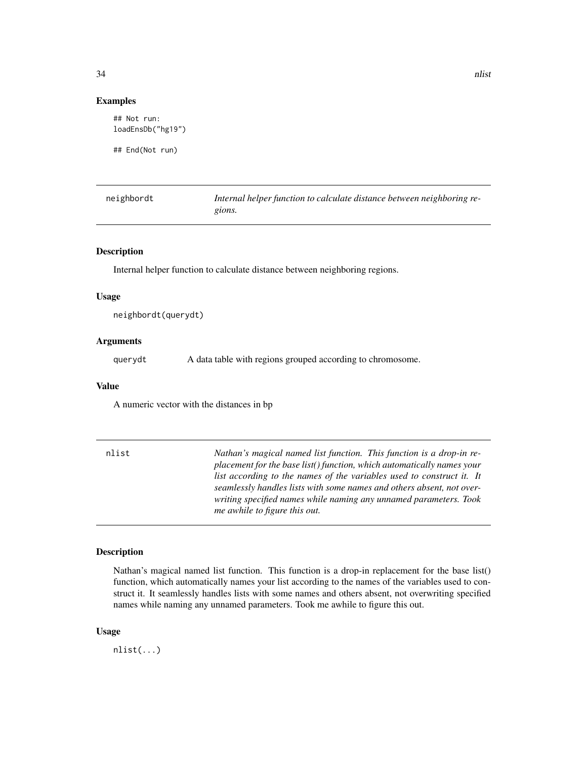## Examples

```
## Not run:
loadEnsDb("hg19")

## End(Not run)
```

---

| neighbordt | *Internal helper function to calculate distance between neighboring regions.* |
|---|---|

### Description

Internal helper function to calculate distance between neighboring regions.

### Usage

```
neighbordt(querydt)
```

### Arguments

| | |
|---|---|
| querydt | A data table with regions grouped according to chromosome. |

### Value

A numeric vector with the distances in bp

---

| nlist | *Nathan's magical named list function. This function is a drop-in replacement for the base list() function, which automatically names your list according to the names of the variables used to construct it. It seamlessly handles lists with some names and others absent, not overwriting specified names while naming any unnamed parameters. Took me awhile to figure this out.* |
|---|---|

### Description

Nathan's magical named list function. This function is a drop-in replacement for the base list() function, which automatically names your list according to the names of the variables used to construct it. It seamlessly handles lists with some names and others absent, not overwriting specified names while naming any unnamed parameters. Took me awhile to figure this out.

### Usage

```
nlist(...)
```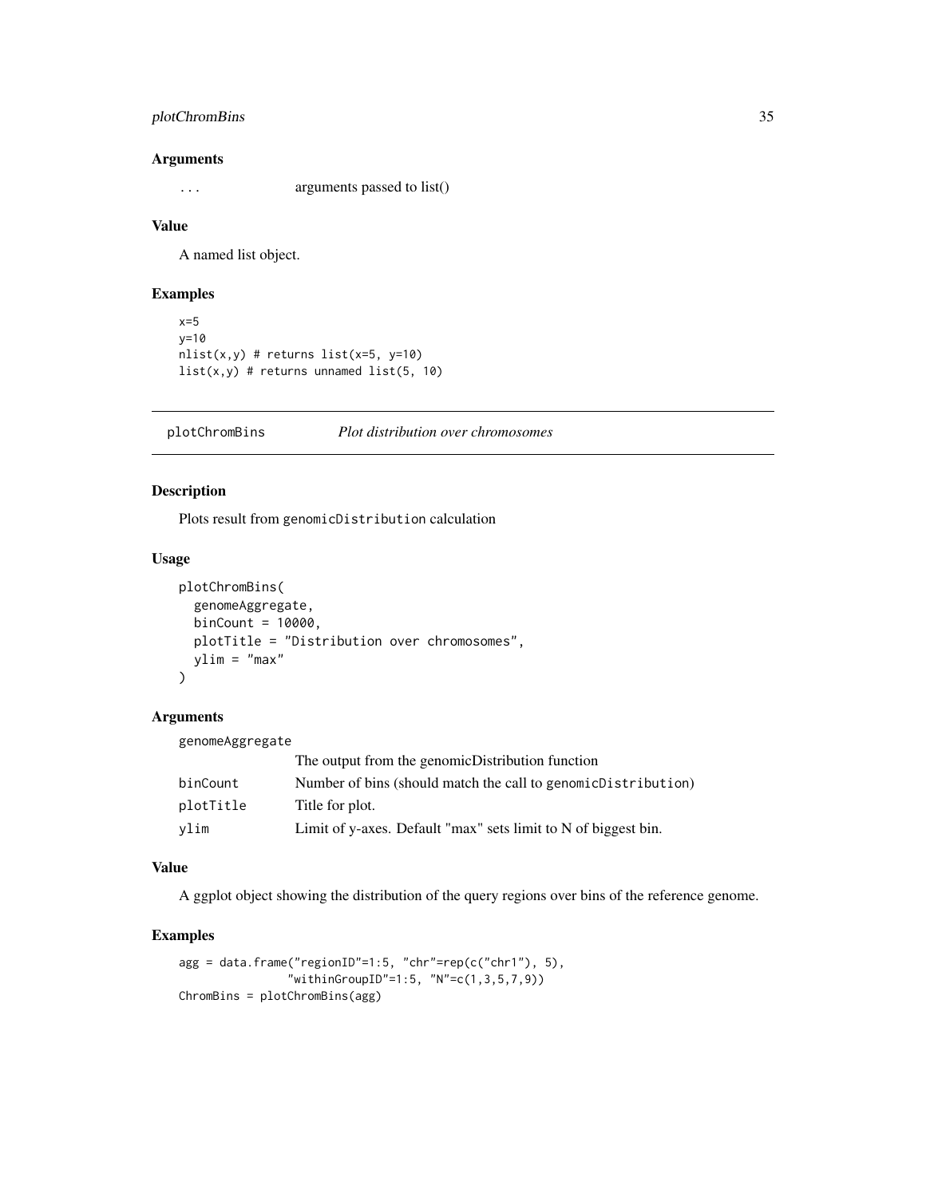### Arguments

| | |
|---|---|
| ... | arguments passed to list() |

### Value

A named list object.

### Examples

```
x=5
y=10
nlist(x,y) # returns list(x=5, y=10)
list(x,y) # returns unnamed list(5, 10)
```

## plotChromBins *Plot distribution over chromosomes*

### Description

Plots result from genomicDistribution calculation

### Usage

```
plotChromBins(
  genomeAggregate,
  binCount = 10000,
  plotTitle = "Distribution over chromosomes",
  ylim = "max"
)
```

### Arguments

| | |
|---|---|
| genomeAggregate | The output from the genomicDistribution function |
| binCount | Number of bins (should match the call to genomicDistribution) |
| plotTitle | Title for plot. |
| ylim | Limit of y-axes. Default "max" sets limit to N of biggest bin. |

### Value

A ggplot object showing the distribution of the query regions over bins of the reference genome.

### Examples

```
agg = data.frame("regionID"=1:5, "chr"=rep(c("chr1"), 5),
               "withinGroupID"=1:5, "N"=c(1,3,5,7,9))
ChromBins = plotChromBins(agg)
```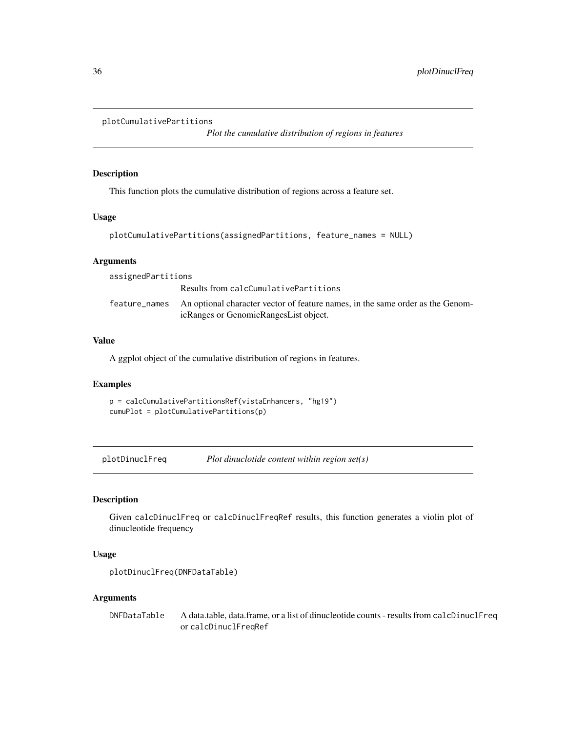## plotCumulativePartitions

*Plot the cumulative distribution of regions in features*

### Description

This function plots the cumulative distribution of regions across a feature set.

### Usage

```
plotCumulativePartitions(assignedPartitions, feature_names = NULL)
```

### Arguments

| | |
|---|---|
| assignedPartitions | Results from calcCumulativePartitions |
| feature_names | An optional character vector of feature names, in the same order as the GenomicRanges or GenomicRangesList object. |

### Value

A ggplot object of the cumulative distribution of regions in features.

### Examples

```
p = calcCumulativePartitionsRef(vistaEnhancers, "hg19")
cumuPlot = plotCumulativePartitions(p)
```

## plotDinuclFreq

*Plot dinuclotide content within region set(s)*

### Description

Given calcDinuclFreq or calcDinuclFreqRef results, this function generates a violin plot of dinucleotide frequency

### Usage

```
plotDinuclFreq(DNFDataTable)
```

### Arguments

| | |
|---|---|
| DNFDataTable | A data.table, data.frame, or a list of dinucleotide counts - results from calcDinuclFreq or calcDinuclFreqRef |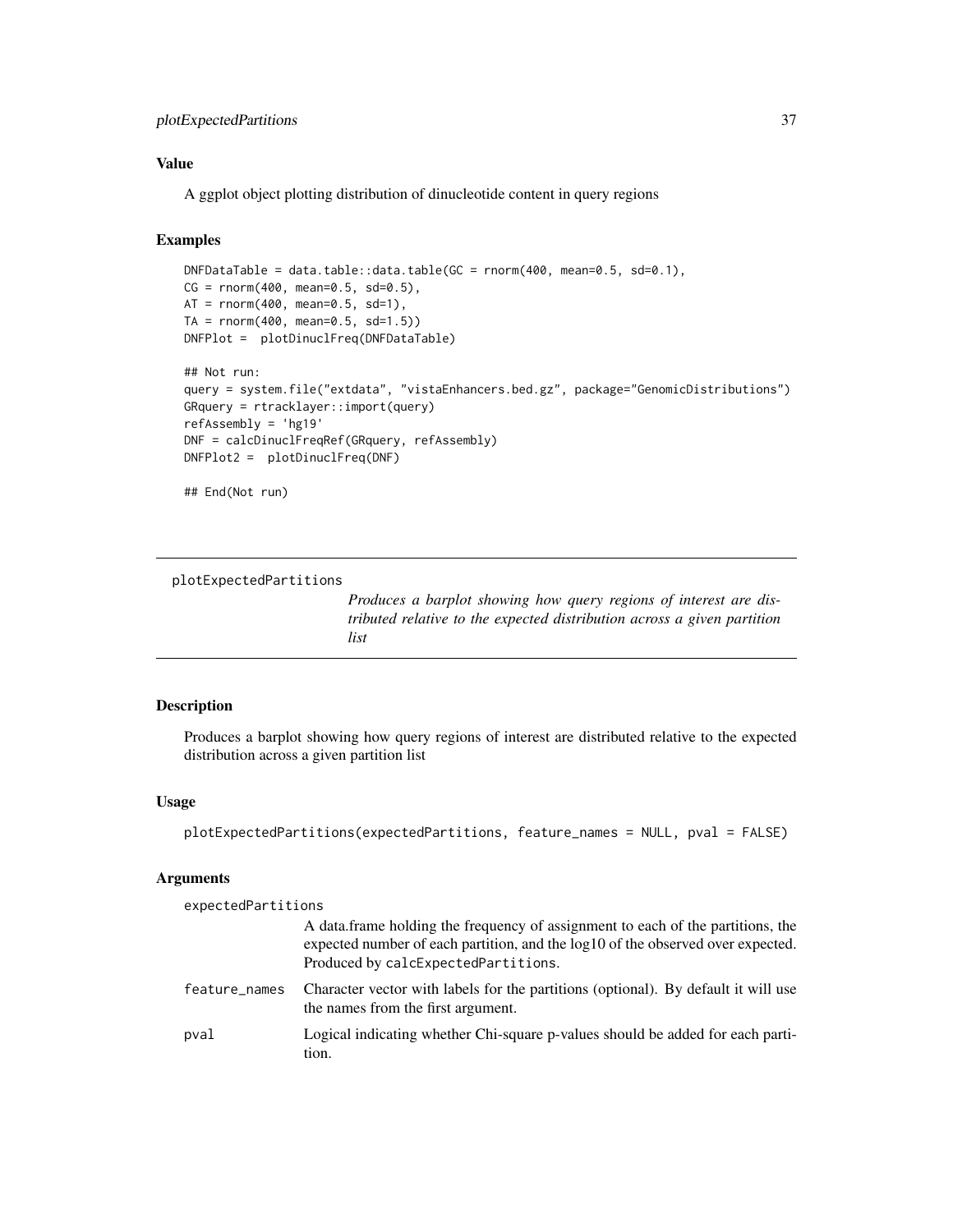### Value

A ggplot object plotting distribution of dinucleotide content in query regions

### Examples

```
DNFDataTable = data.table::data.table(GC = rnorm(400, mean=0.5, sd=0.1),
CG = rnorm(400, mean=0.5, sd=0.5),
AT = rnorm(400, mean=0.5, sd=1),
TA = rnorm(400, mean=0.5, sd=1.5))
DNFPlot =  plotDinuclFreq(DNFDataTable)

## Not run:
query = system.file("extdata", "vistaEnhancers.bed.gz", package="GenomicDistributions")
GRquery = rtracklayer::import(query)
refAssembly = 'hg19'
DNF = calcDinuclFreqRef(GRquery, refAssembly)
DNFPlot2 =  plotDinuclFreq(DNF)

## End(Not run)
```

---

## plotExpectedPartitions

*Produces a barplot showing how query regions of interest are distributed relative to the expected distribution across a given partition list*

---

### Description

Produces a barplot showing how query regions of interest are distributed relative to the expected distribution across a given partition list

### Usage

```
plotExpectedPartitions(expectedPartitions, feature_names = NULL, pval = FALSE)
```

### Arguments

`expectedPartitions`
: A data.frame holding the frequency of assignment to each of the partitions, the expected number of each partition, and the log10 of the observed over expected. Produced by `calcExpectedPartitions`.

`feature_names`
: Character vector with labels for the partitions (optional). By default it will use the names from the first argument.

`pval`
: Logical indicating whether Chi-square p-values should be added for each partition.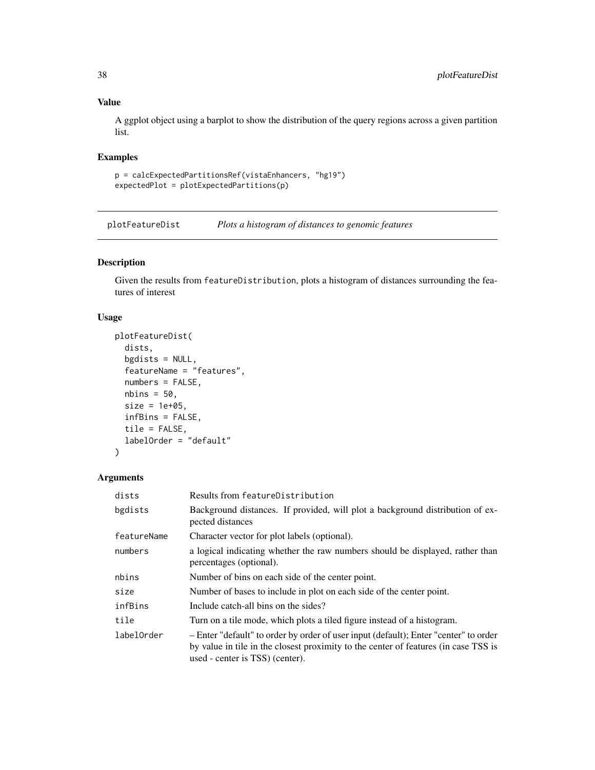## Value

A ggplot object using a barplot to show the distribution of the query regions across a given partition list.

## Examples

```
p = calcExpectedPartitionsRef(vistaEnhancers, "hg19")
expectedPlot = plotExpectedPartitions(p)
```

---

# plotFeatureDist — *Plots a histogram of distances to genomic features*

## Description

Given the results from featureDistribution, plots a histogram of distances surrounding the features of interest

## Usage

```
plotFeatureDist(
  dists,
  bgdists = NULL,
  featureName = "features",
  numbers = FALSE,
  nbins = 50,
  size = 1e+05,
  infBins = FALSE,
  tile = FALSE,
  labelOrder = "default"
)
```

## Arguments

| | |
|---|---|
| dists | Results from featureDistribution |
| bgdists | Background distances. If provided, will plot a background distribution of expected distances |
| featureName | Character vector for plot labels (optional). |
| numbers | a logical indicating whether the raw numbers should be displayed, rather than percentages (optional). |
| nbins | Number of bins on each side of the center point. |
| size | Number of bases to include in plot on each side of the center point. |
| infBins | Include catch-all bins on the sides? |
| tile | Turn on a tile mode, which plots a tiled figure instead of a histogram. |
| labelOrder | – Enter "default" to order by order of user input (default); Enter "center" to order by value in tile in the closest proximity to the center of features (in case TSS is used - center is TSS) (center). |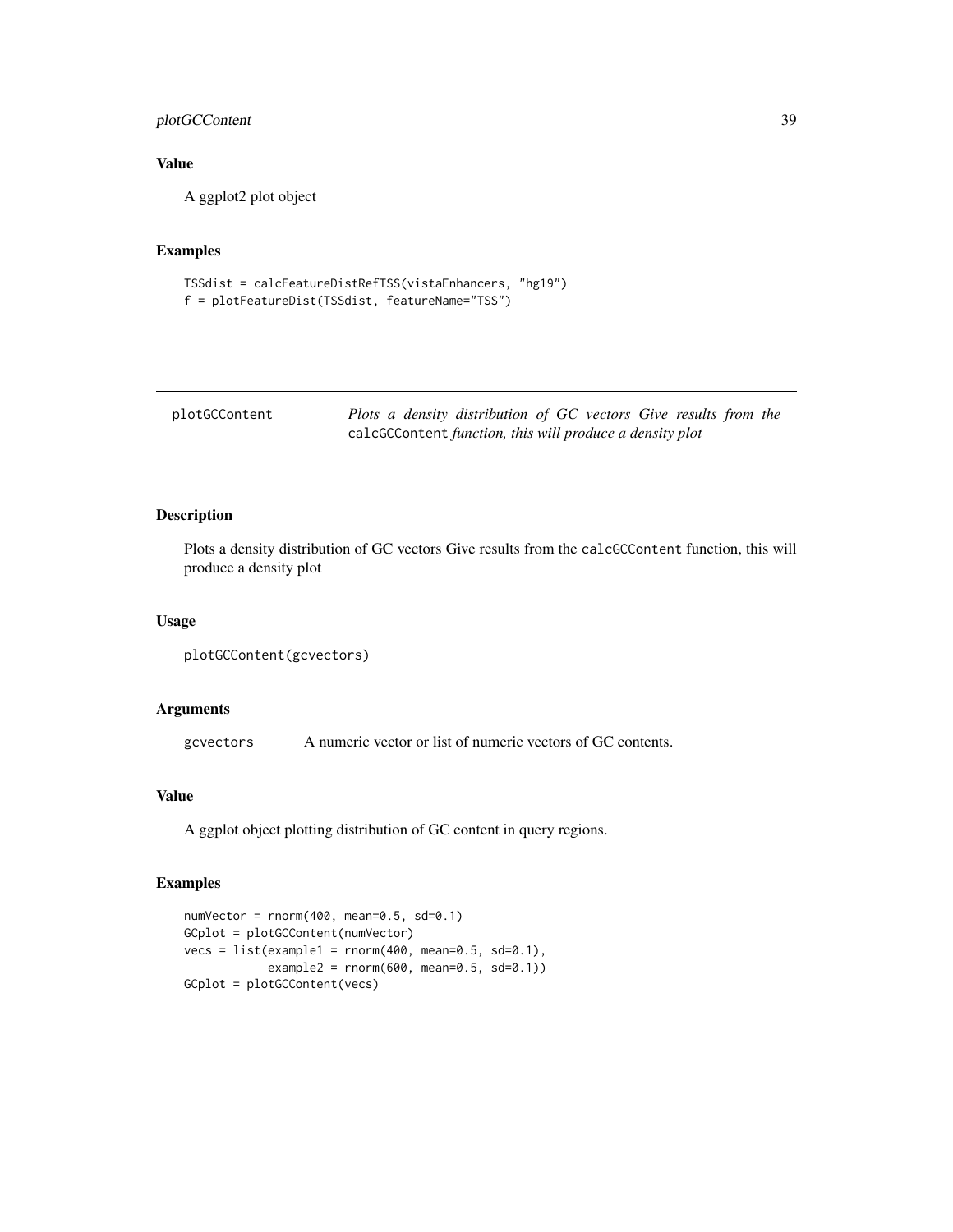## Value

A ggplot2 plot object

## Examples

```
TSSdist = calcFeatureDistRefTSS(vistaEnhancers, "hg19")
f = plotFeatureDist(TSSdist, featureName="TSS")
```

---

# plotGCContent

*Plots a density distribution of GC vectors Give results from the* `calcGCContent` *function, this will produce a density plot*

---

## Description

Plots a density distribution of GC vectors Give results from the `calcGCContent` function, this will produce a density plot

## Usage

```
plotGCContent(gcvectors)
```

## Arguments

| | |
|---|---|
| `gcvectors` | A numeric vector or list of numeric vectors of GC contents. |

## Value

A ggplot object plotting distribution of GC content in query regions.

## Examples

```
numVector = rnorm(400, mean=0.5, sd=0.1)
GCplot = plotGCContent(numVector)
vecs = list(example1 = rnorm(400, mean=0.5, sd=0.1),
            example2 = rnorm(600, mean=0.5, sd=0.1))
GCplot = plotGCContent(vecs)
```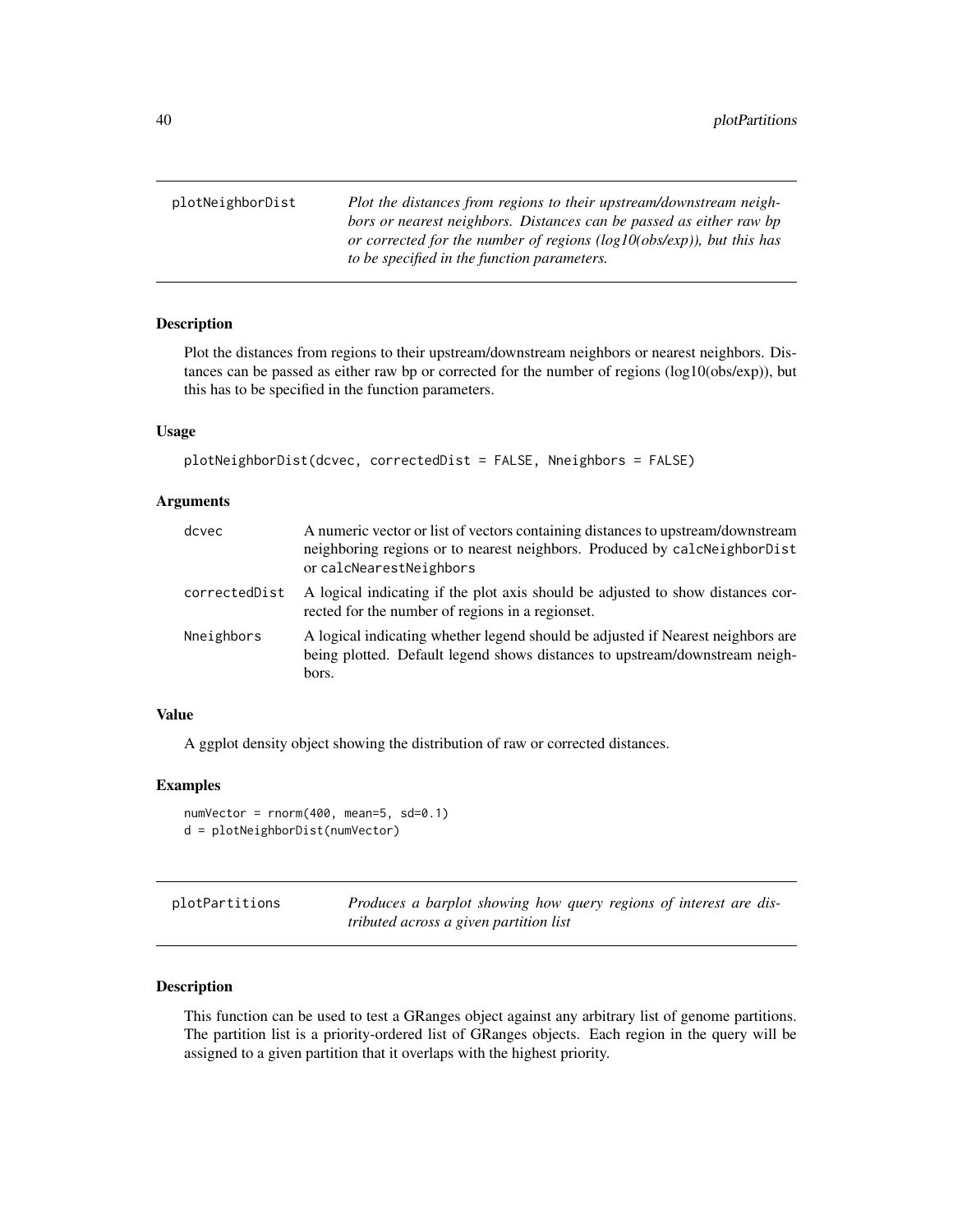## plotNeighborDist

*Plot the distances from regions to their upstream/downstream neighbors or nearest neighbors. Distances can be passed as either raw bp or corrected for the number of regions (log10(obs/exp)), but this has to be specified in the function parameters.*

### Description

Plot the distances from regions to their upstream/downstream neighbors or nearest neighbors. Distances can be passed as either raw bp or corrected for the number of regions (log10(obs/exp)), but this has to be specified in the function parameters.

### Usage

```
plotNeighborDist(dcvec, correctedDist = FALSE, Nneighbors = FALSE)
```

### Arguments

| | |
|---|---|
| dcvec | A numeric vector or list of vectors containing distances to upstream/downstream neighboring regions or to nearest neighbors. Produced by calcNeighborDist or calcNearestNeighbors |
| correctedDist | A logical indicating if the plot axis should be adjusted to show distances corrected for the number of regions in a regionset. |
| Nneighbors | A logical indicating whether legend should be adjusted if Nearest neighbors are being plotted. Default legend shows distances to upstream/downstream neighbors. |

### Value

A ggplot density object showing the distribution of raw or corrected distances.

### Examples

```
numVector = rnorm(400, mean=5, sd=0.1)
d = plotNeighborDist(numVector)
```

## plotPartitions

*Produces a barplot showing how query regions of interest are distributed across a given partition list*

### Description

This function can be used to test a GRanges object against any arbitrary list of genome partitions. The partition list is a priority-ordered list of GRanges objects. Each region in the query will be assigned to a given partition that it overlaps with the highest priority.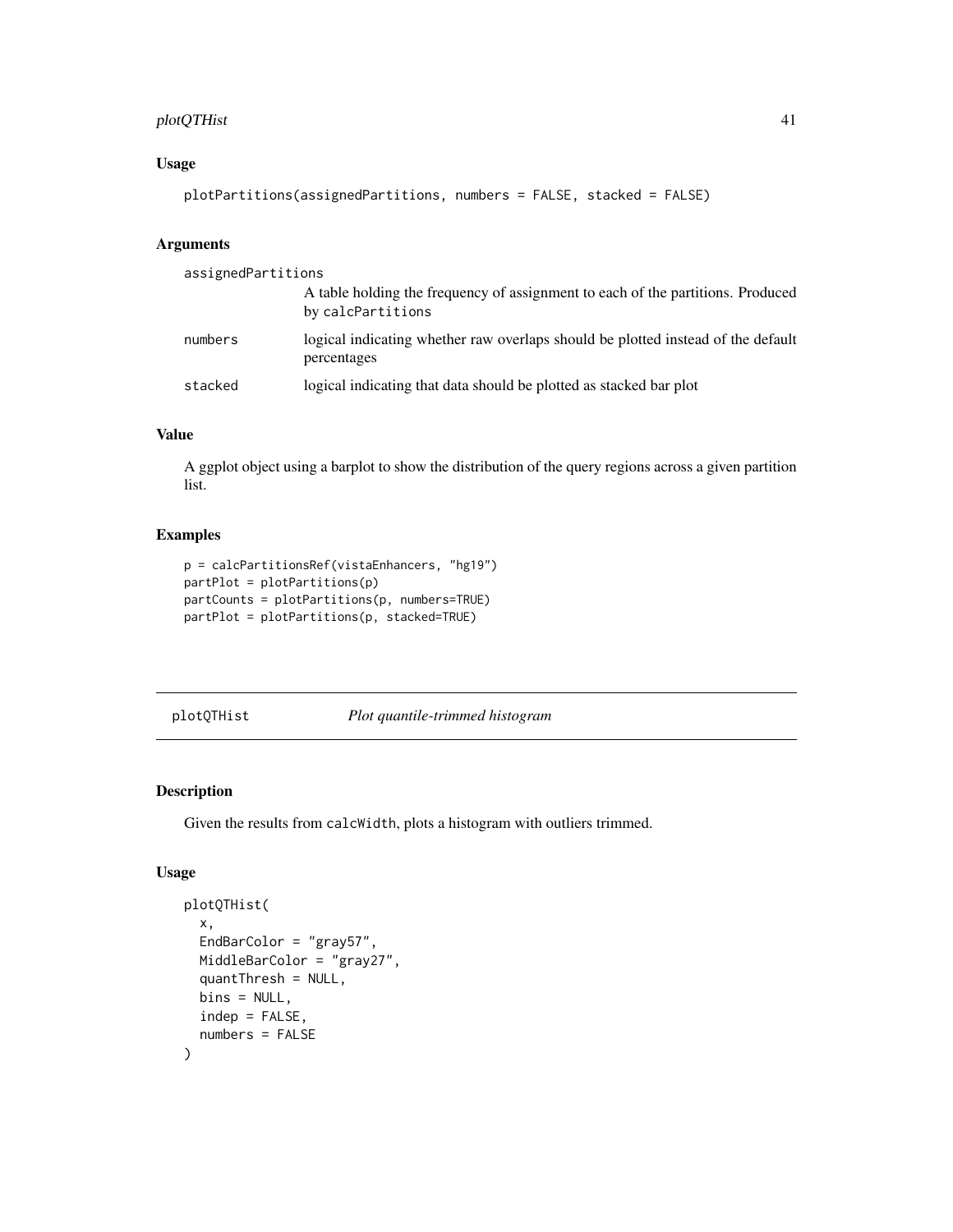## Usage

```
plotPartitions(assignedPartitions, numbers = FALSE, stacked = FALSE)
```

## Arguments

| | |
|---|---|
| assignedPartitions | A table holding the frequency of assignment to each of the partitions. Produced by calcPartitions |
| numbers | logical indicating whether raw overlaps should be plotted instead of the default percentages |
| stacked | logical indicating that data should be plotted as stacked bar plot |

## Value

A ggplot object using a barplot to show the distribution of the query regions across a given partition list.

## Examples

```
p = calcPartitionsRef(vistaEnhancers, "hg19")
partPlot = plotPartitions(p)
partCounts = plotPartitions(p, numbers=TRUE)
partPlot = plotPartitions(p, stacked=TRUE)
```

---

# plotQTHist *Plot quantile-trimmed histogram*

## Description

Given the results from calcWidth, plots a histogram with outliers trimmed.

## Usage

```
plotQTHist(
  x,
  EndBarColor = "gray57",
  MiddleBarColor = "gray27",
  quantThresh = NULL,
  bins = NULL,
  indep = FALSE,
  numbers = FALSE
)
```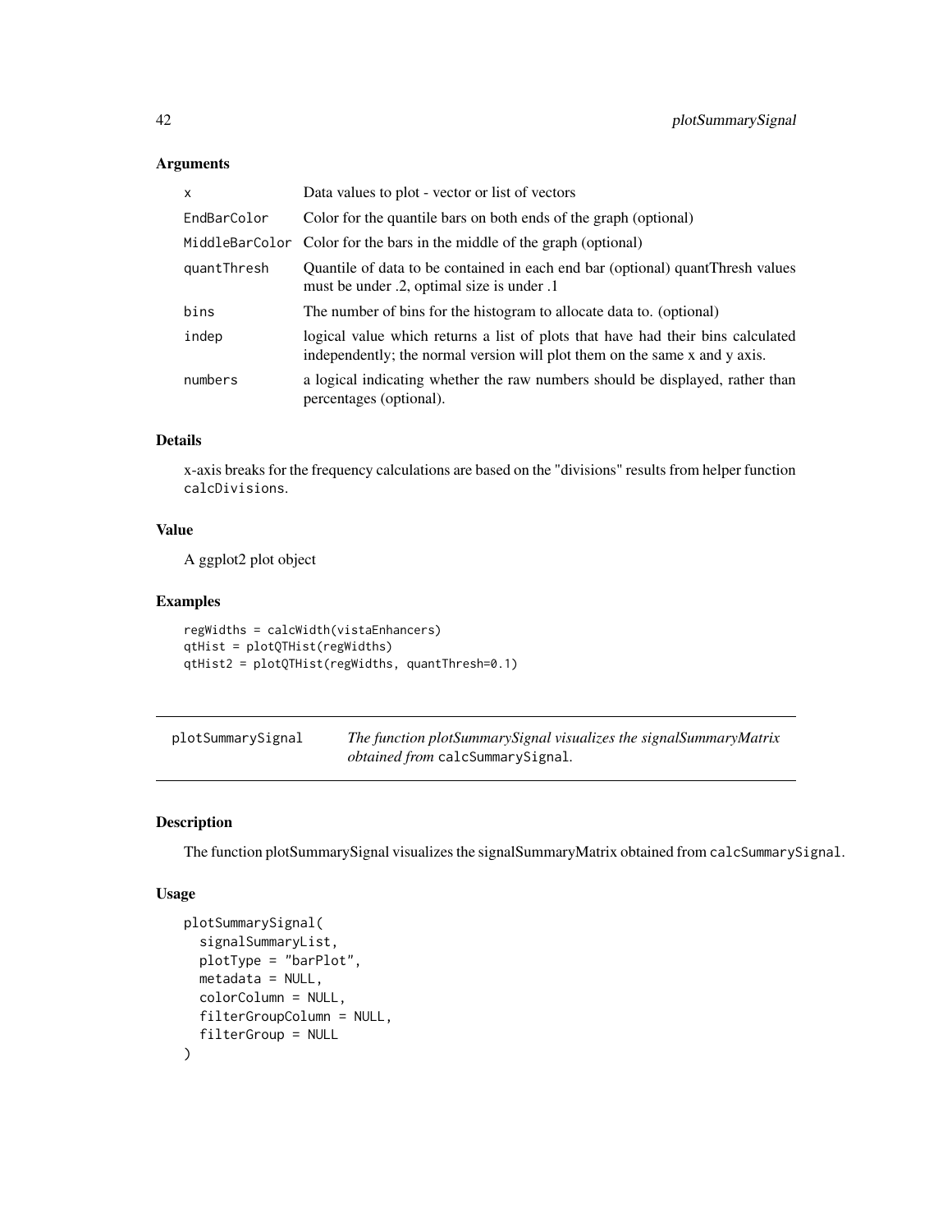### Arguments

| | |
|---|---|
| x | Data values to plot - vector or list of vectors |
| EndBarColor | Color for the quantile bars on both ends of the graph (optional) |
| MiddleBarColor | Color for the bars in the middle of the graph (optional) |
| quantThresh | Quantile of data to be contained in each end bar (optional) quantThresh values must be under .2, optimal size is under .1 |
| bins | The number of bins for the histogram to allocate data to. (optional) |
| indep | logical value which returns a list of plots that have had their bins calculated independently; the normal version will plot them on the same x and y axis. |
| numbers | a logical indicating whether the raw numbers should be displayed, rather than percentages (optional). |

### Details

x-axis breaks for the frequency calculations are based on the "divisions" results from helper function `calcDivisions`.

### Value

A ggplot2 plot object

### Examples

```
regWidths = calcWidth(vistaEnhancers)
qtHist = plotQTHist(regWidths)
qtHist2 = plotQTHist(regWidths, quantThresh=0.1)
```

---

## plotSummarySignal

*The function plotSummarySignal visualizes the signalSummaryMatrix obtained from* `calcSummarySignal`.

### Description

The function plotSummarySignal visualizes the signalSummaryMatrix obtained from `calcSummarySignal`.

### Usage

```
plotSummarySignal(
  signalSummaryList,
  plotType = "barPlot",
  metadata = NULL,
  colorColumn = NULL,
  filterGroupColumn = NULL,
  filterGroup = NULL
)
```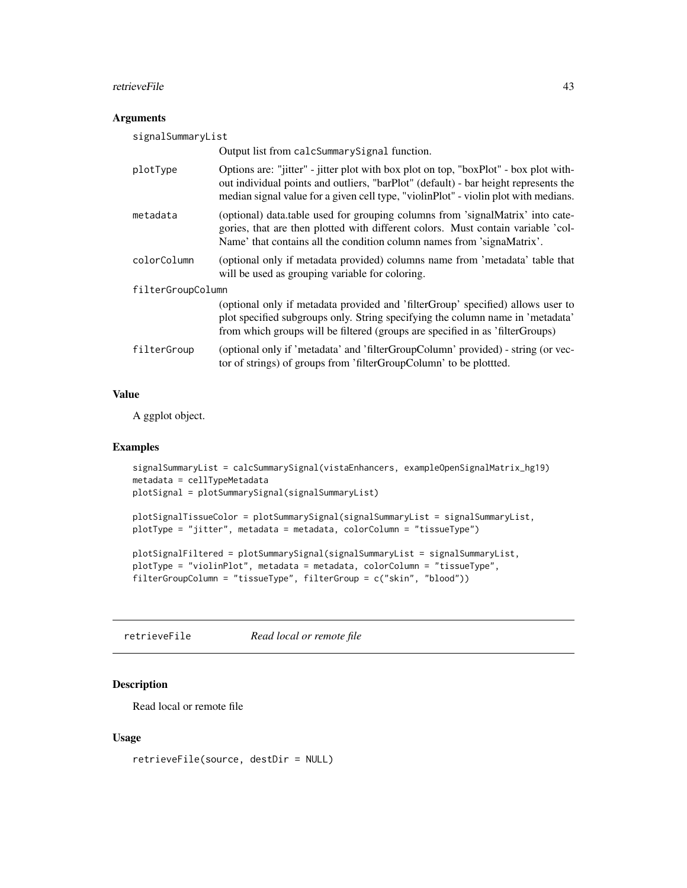## Arguments

| | |
|---|---|
| `signalSummaryList` | Output list from `calcSummarySignal` function. |
| `plotType` | Options are: "jitter" - jitter plot with box plot on top, "boxPlot" - box plot without individual points and outliers, "barPlot" (default) - bar height represents the median signal value for a given cell type, "violinPlot" - violin plot with medians. |
| `metadata` | (optional) data.table used for grouping columns from 'signalMatrix' into categories, that are then plotted with different colors. Must contain variable 'colName' that contains all the condition column names from 'signaMatrix'. |
| `colorColumn` | (optional only if metadata provided) columns name from 'metadata' table that will be used as grouping variable for coloring. |
| `filterGroupColumn` | (optional only if metadata provided and 'filterGroup' specified) allows user to plot specified subgroups only. String specifying the column name in 'metadata' from which groups will be filtered (groups are specified in as 'filterGroups) |
| `filterGroup` | (optional only if 'metadata' and 'filterGroupColumn' provided) - string (or vector of strings) of groups from 'filterGroupColumn' to be plottted. |

## Value

A ggplot object.

## Examples

```
signalSummaryList = calcSummarySignal(vistaEnhancers, exampleOpenSignalMatrix_hg19)
metadata = cellTypeMetadata
plotSignal = plotSummarySignal(signalSummaryList)

plotSignalTissueColor = plotSummarySignal(signalSummaryList = signalSummaryList,
plotType = "jitter", metadata = metadata, colorColumn = "tissueType")

plotSignalFiltered = plotSummarySignal(signalSummaryList = signalSummaryList,
plotType = "violinPlot", metadata = metadata, colorColumn = "tissueType",
filterGroupColumn = "tissueType", filterGroup = c("skin", "blood"))
```

---

# retrieveFile    *Read local or remote file*

## Description

Read local or remote file

## Usage

```
retrieveFile(source, destDir = NULL)
```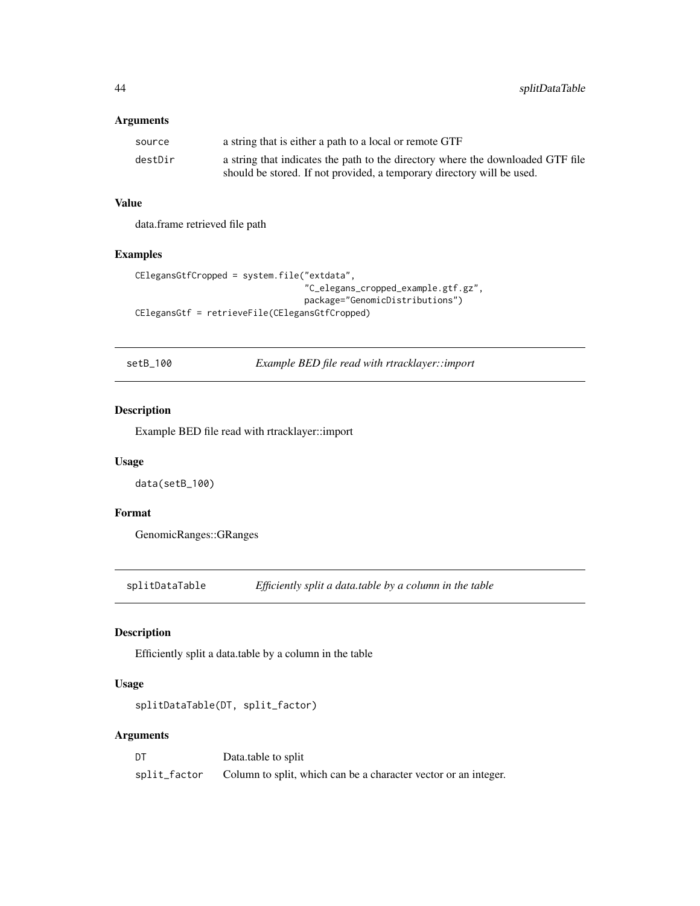### Arguments

| | |
|---|---|
| `source` | a string that is either a path to a local or remote GTF |
| `destDir` | a string that indicates the path to the directory where the downloaded GTF file should be stored. If not provided, a temporary directory will be used. |

### Value

data.frame retrieved file path

### Examples

```
CElegansGtfCropped = system.file("extdata",
                                 "C_elegans_cropped_example.gtf.gz",
                                 package="GenomicDistributions")
CElegansGtf = retrieveFile(CElegansGtfCropped)
```

---

## `setB_100` *Example BED file read with rtracklayer::import*

### Description

Example BED file read with rtracklayer::import

### Usage

```
data(setB_100)
```

### Format

GenomicRanges::GRanges

---

## `splitDataTable` *Efficiently split a data.table by a column in the table*

### Description

Efficiently split a data.table by a column in the table

### Usage

```
splitDataTable(DT, split_factor)
```

### Arguments

| | |
|---|---|
| `DT` | Data.table to split |
| `split_factor` | Column to split, which can be a character vector or an integer. |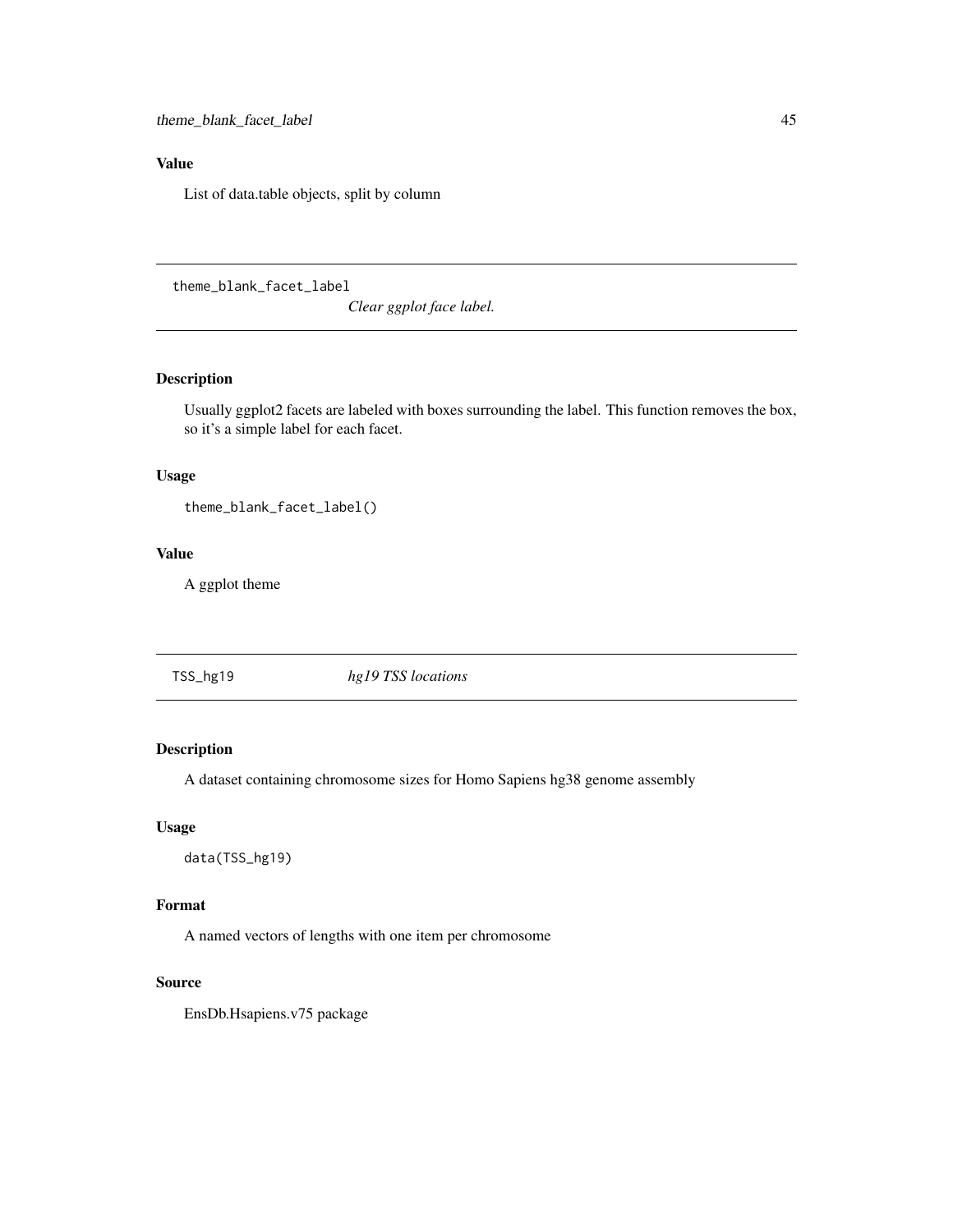## Value

List of data.table objects, split by column

---

## theme_blank_facet_label

*Clear ggplot face label.*

### Description

Usually ggplot2 facets are labeled with boxes surrounding the label. This function removes the box, so it's a simple label for each facet.

### Usage

```
theme_blank_facet_label()
```

### Value

A ggplot theme

---

## TSS_hg19

*hg19 TSS locations*

### Description

A dataset containing chromosome sizes for Homo Sapiens hg38 genome assembly

### Usage

```
data(TSS_hg19)
```

### Format

A named vectors of lengths with one item per chromosome

### Source

EnsDb.Hsapiens.v75 package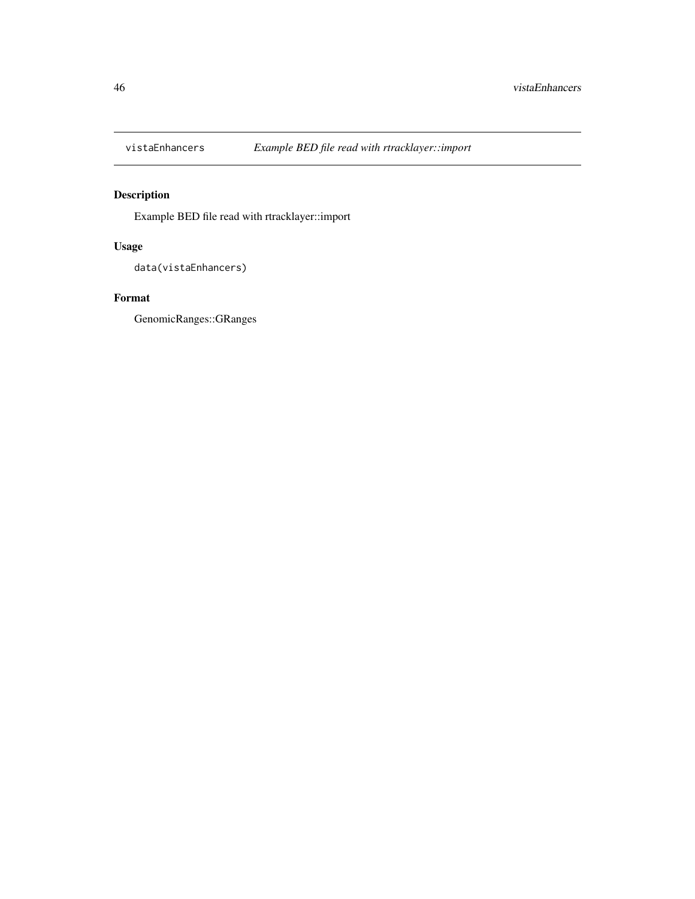## vistaEnhancers *Example BED file read with rtracklayer::import*

### Description

Example BED file read with rtracklayer::import

### Usage

```
data(vistaEnhancers)
```

### Format

GenomicRanges::GRanges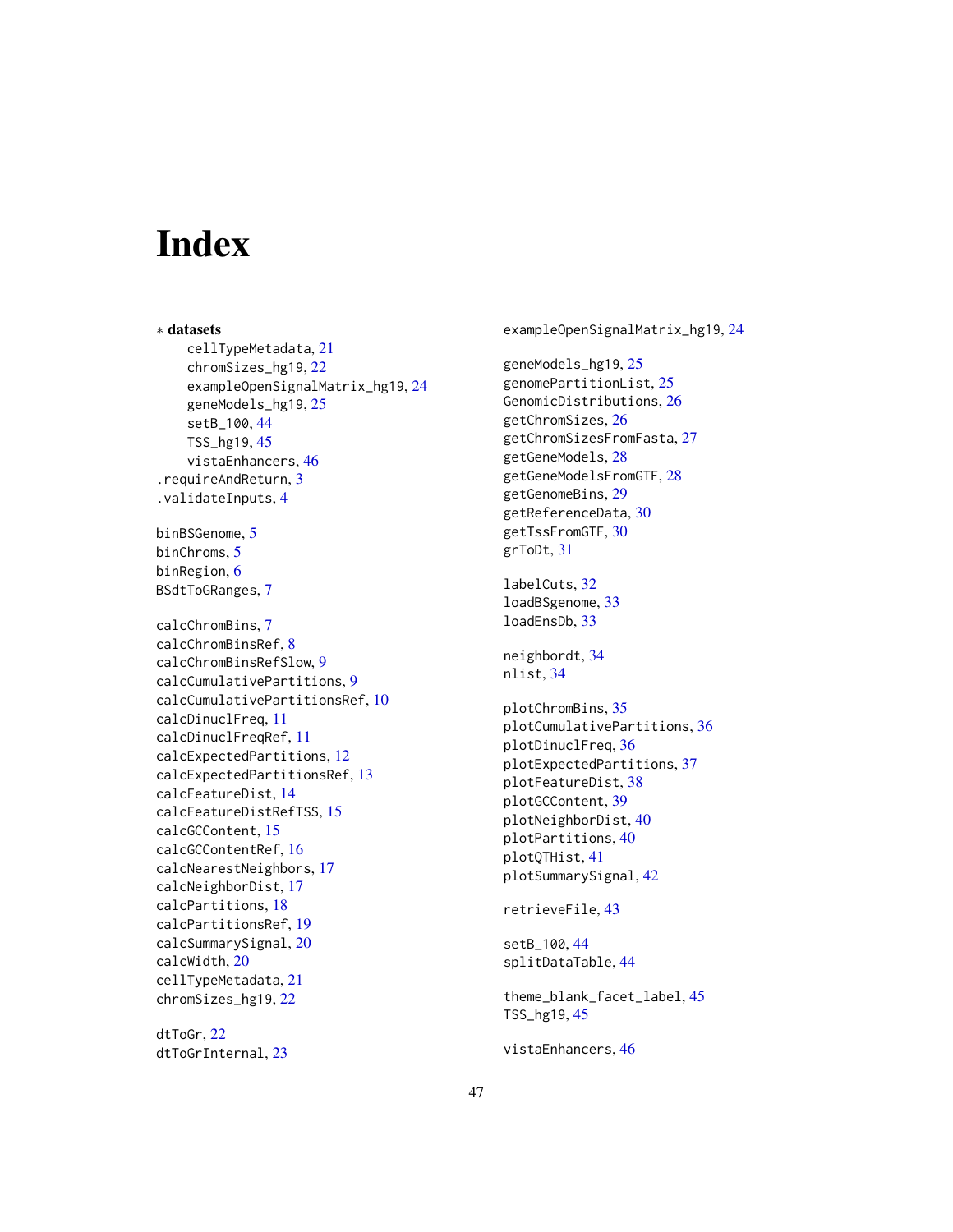# Index

∗ **datasets**

- cellTypeMetadata, 21
- chromSizes_hg19, 22
- exampleOpenSignalMatrix_hg19, 24
- geneModels_hg19, 25
- setB_100, 44
- TSS_hg19, 45
- vistaEnhancers, 46

.requireAndReturn, 3
.validateInputs, 4

binBSGenome, 5
binChroms, 5
binRegion, 6
BSdtToGRanges, 7

calcChromBins, 7
calcChromBinsRef, 8
calcChromBinsRefSlow, 9
calcCumulativePartitions, 9
calcCumulativePartitionsRef, 10
calcDinuclFreq, 11
calcDinuclFreqRef, 11
calcExpectedPartitions, 12
calcExpectedPartitionsRef, 13
calcFeatureDist, 14
calcFeatureDistRefTSS, 15
calcGCContent, 15
calcGCContentRef, 16
calcNearestNeighbors, 17
calcNeighborDist, 17
calcPartitions, 18
calcPartitionsRef, 19
calcSummarySignal, 20
calcWidth, 20
cellTypeMetadata, 21
chromSizes_hg19, 22

dtToGr, 22
dtToGrInternal, 23

exampleOpenSignalMatrix_hg19, 24

geneModels_hg19, 25
genomePartitionList, 25
GenomicDistributions, 26
getChromSizes, 26
getChromSizesFromFasta, 27
getGeneModels, 28
getGeneModelsFromGTF, 28
getGenomeBins, 29
getReferenceData, 30
getTssFromGTF, 30
grToDt, 31

labelCuts, 32
loadBSgenome, 33
loadEnsDb, 33

neighbordt, 34
nlist, 34

plotChromBins, 35
plotCumulativePartitions, 36
plotDinuclFreq, 36
plotExpectedPartitions, 37
plotFeatureDist, 38
plotGCContent, 39
plotNeighborDist, 40
plotPartitions, 40
plotQTHist, 41
plotSummarySignal, 42

retrieveFile, 43

setB_100, 44
splitDataTable, 44

theme_blank_facet_label, 45
TSS_hg19, 45

vistaEnhancers, 46